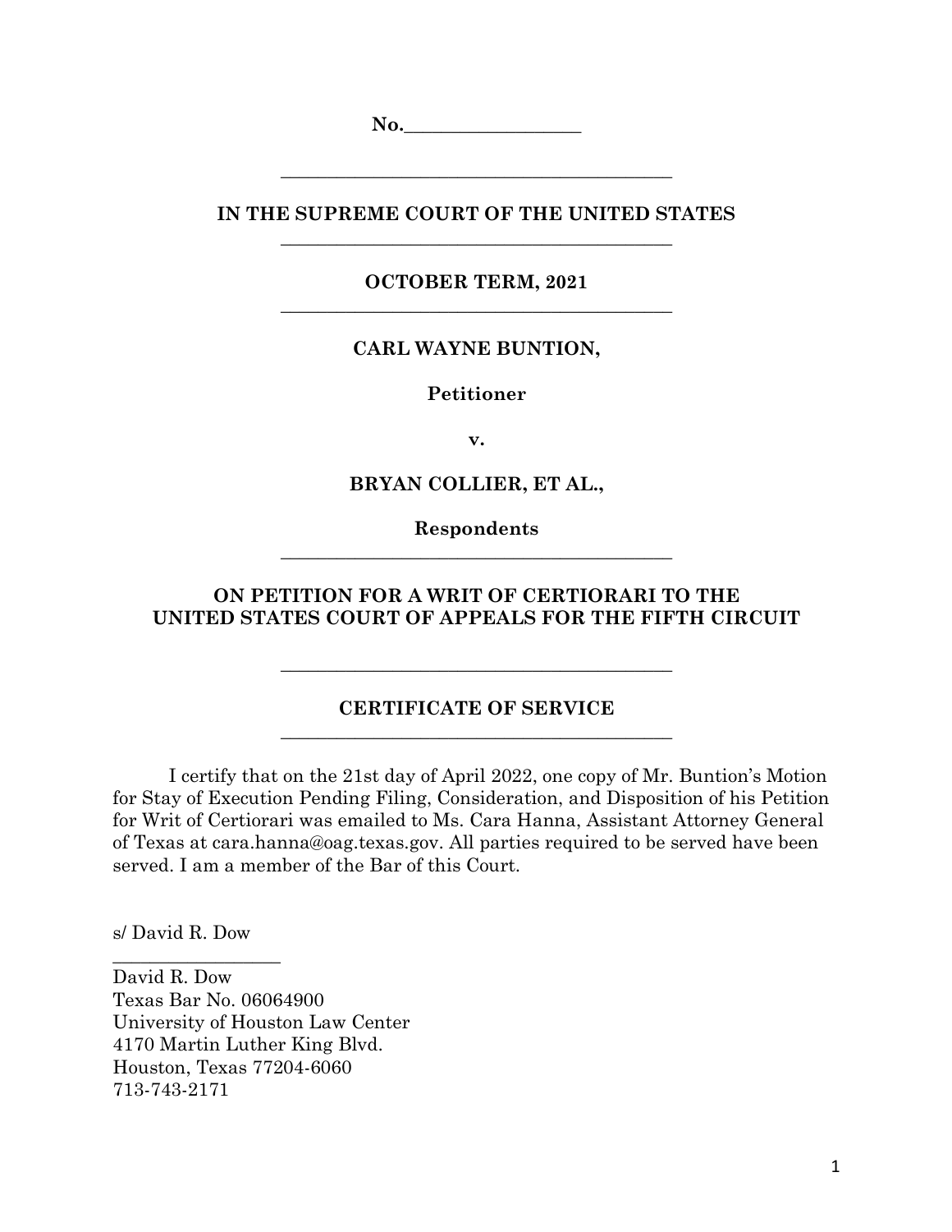No.___________________

---

**IN THE SUPREME COURT OF THE UNITED STATES**

---

**OCTOBER TERM, 2021**

---

**CARL WAYNE BUNTION,**

**Petitioner**

**v.**

**BRYAN COLLIER, ET AL.,**

**Respondents**

---

**ON PETITION FOR A WRIT OF CERTIORARI TO THE UNITED STATES COURT OF APPEALS FOR THE FIFTH CIRCUIT**

---

**CERTIFICATE OF SERVICE**

---

I certify that on the 21st day of April 2022, one copy of Mr. Buntion's Motion for Stay of Execution Pending Filing, Consideration, and Disposition of his Petition for Writ of Certiorari was emailed to Ms. Cara Hanna, Assistant Attorney General of Texas at cara.hanna@oag.texas.gov. All parties required to be served have been served. I am a member of the Bar of this Court.

s/ David R. Dow
___________________
David R. Dow
Texas Bar No. 06064900
University of Houston Law Center
4170 Martin Luther King Blvd.
Houston, Texas 77204-6060
713-743-2171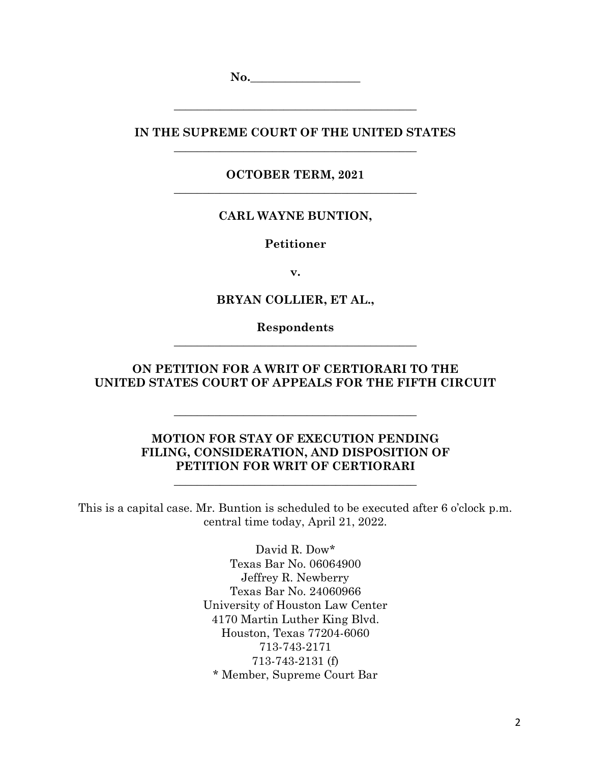No.___________________

---

**IN THE SUPREME COURT OF THE UNITED STATES**

---

**OCTOBER TERM, 2021**

---

**CARL WAYNE BUNTION,**

**Petitioner**

**v.**

**BRYAN COLLIER, ET AL.,**

**Respondents**

---

**ON PETITION FOR A WRIT OF CERTIORARI TO THE UNITED STATES COURT OF APPEALS FOR THE FIFTH CIRCUIT**

---

**MOTION FOR STAY OF EXECUTION PENDING FILING, CONSIDERATION, AND DISPOSITION OF PETITION FOR WRIT OF CERTIORARI**

---

This is a capital case. Mr. Buntion is scheduled to be executed after 6 o'clock p.m. central time today, April 21, 2022.

David R. Dow*
Texas Bar No. 06064900
Jeffrey R. Newberry
Texas Bar No. 24060966
University of Houston Law Center
4170 Martin Luther King Blvd.
Houston, Texas 77204-6060
713-743-2171
713-743-2131 (f)
* Member, Supreme Court Bar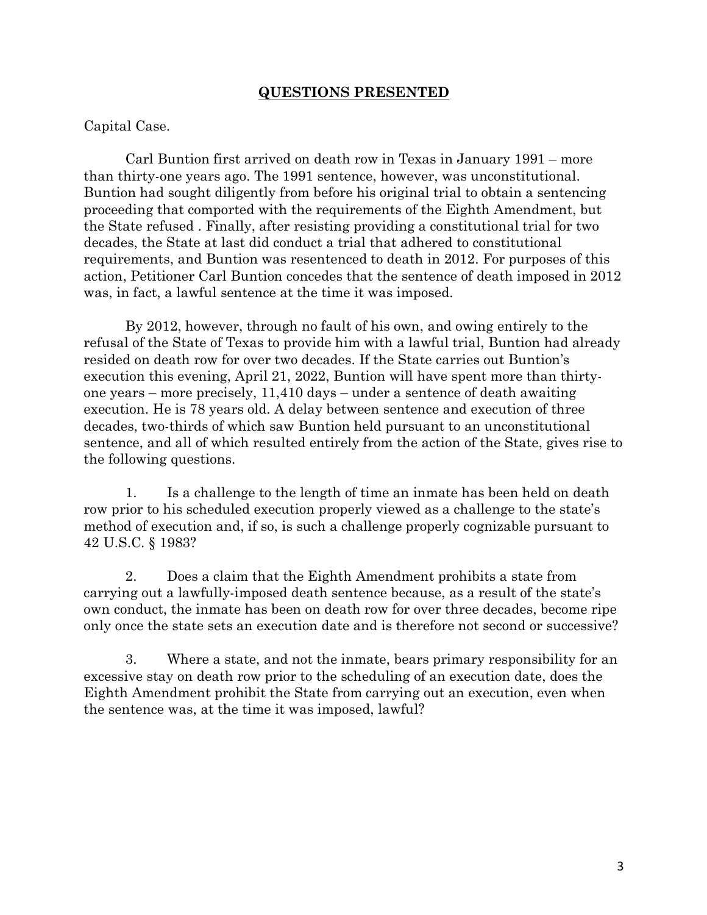## QUESTIONS PRESENTED

Capital Case.

Carl Buntion first arrived on death row in Texas in January 1991 – more than thirty-one years ago. The 1991 sentence, however, was unconstitutional. Buntion had sought diligently from before his original trial to obtain a sentencing proceeding that comported with the requirements of the Eighth Amendment, but the State refused . Finally, after resisting providing a constitutional trial for two decades, the State at last did conduct a trial that adhered to constitutional requirements, and Buntion was resentenced to death in 2012. For purposes of this action, Petitioner Carl Buntion concedes that the sentence of death imposed in 2012 was, in fact, a lawful sentence at the time it was imposed.

By 2012, however, through no fault of his own, and owing entirely to the refusal of the State of Texas to provide him with a lawful trial, Buntion had already resided on death row for over two decades. If the State carries out Buntion's execution this evening, April 21, 2022, Buntion will have spent more than thirty-one years – more precisely, 11,410 days – under a sentence of death awaiting execution. He is 78 years old. A delay between sentence and execution of three decades, two-thirds of which saw Buntion held pursuant to an unconstitutional sentence, and all of which resulted entirely from the action of the State, gives rise to the following questions.

1. Is a challenge to the length of time an inmate has been held on death row prior to his scheduled execution properly viewed as a challenge to the state's method of execution and, if so, is such a challenge properly cognizable pursuant to 42 U.S.C. § 1983?

2. Does a claim that the Eighth Amendment prohibits a state from carrying out a lawfully-imposed death sentence because, as a result of the state's own conduct, the inmate has been on death row for over three decades, become ripe only once the state sets an execution date and is therefore not second or successive?

3. Where a state, and not the inmate, bears primary responsibility for an excessive stay on death row prior to the scheduling of an execution date, does the Eighth Amendment prohibit the State from carrying out an execution, even when the sentence was, at the time it was imposed, lawful?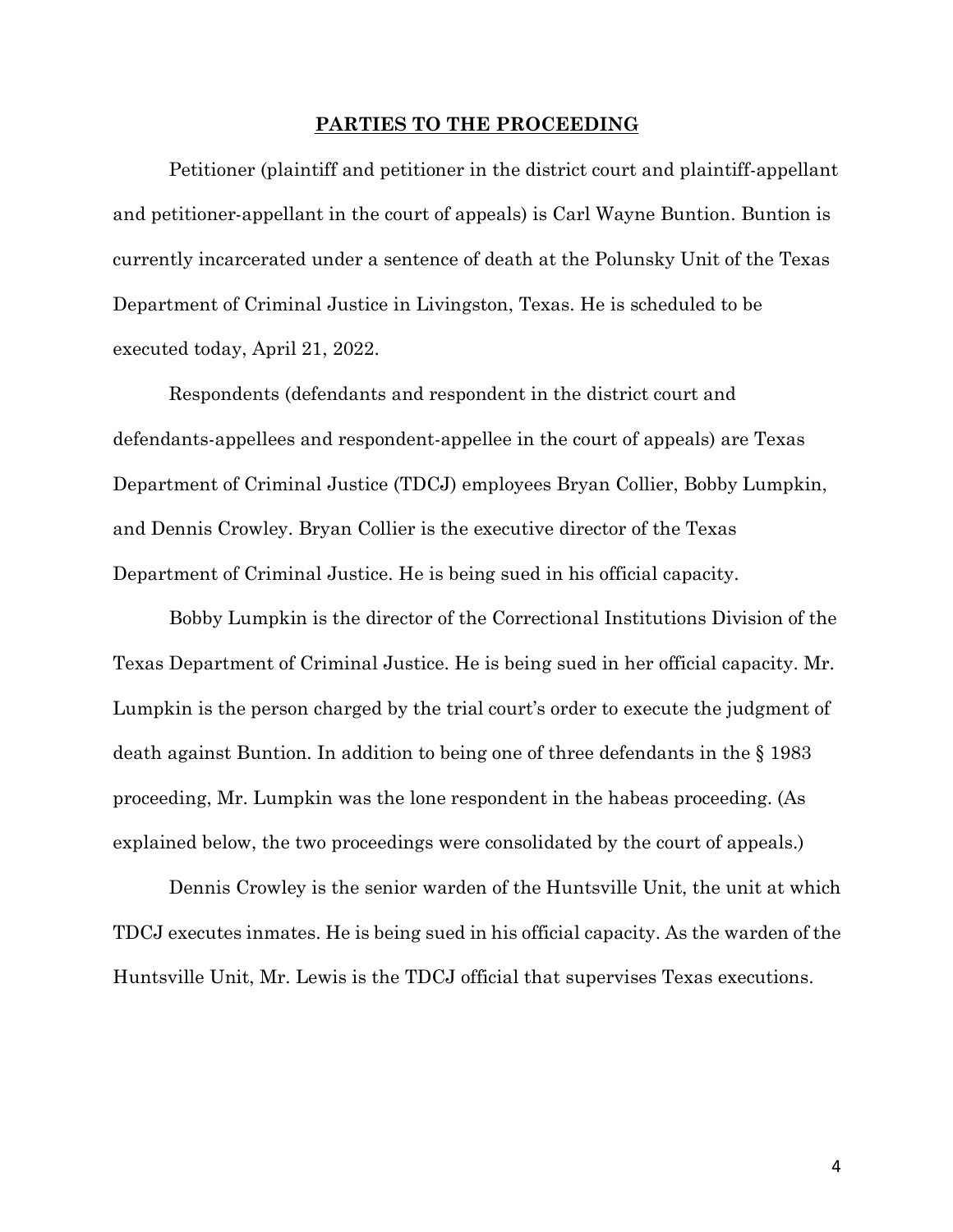## PARTIES TO THE PROCEEDING

Petitioner (plaintiff and petitioner in the district court and plaintiff-appellant and petitioner-appellant in the court of appeals) is Carl Wayne Buntion. Buntion is currently incarcerated under a sentence of death at the Polunsky Unit of the Texas Department of Criminal Justice in Livingston, Texas. He is scheduled to be executed today, April 21, 2022.

Respondents (defendants and respondent in the district court and defendants-appellees and respondent-appellee in the court of appeals) are Texas Department of Criminal Justice (TDCJ) employees Bryan Collier, Bobby Lumpkin, and Dennis Crowley. Bryan Collier is the executive director of the Texas Department of Criminal Justice. He is being sued in his official capacity.

Bobby Lumpkin is the director of the Correctional Institutions Division of the Texas Department of Criminal Justice. He is being sued in her official capacity. Mr. Lumpkin is the person charged by the trial court's order to execute the judgment of death against Buntion. In addition to being one of three defendants in the § 1983 proceeding, Mr. Lumpkin was the lone respondent in the habeas proceeding. (As explained below, the two proceedings were consolidated by the court of appeals.)

Dennis Crowley is the senior warden of the Huntsville Unit, the unit at which TDCJ executes inmates. He is being sued in his official capacity. As the warden of the Huntsville Unit, Mr. Lewis is the TDCJ official that supervises Texas executions.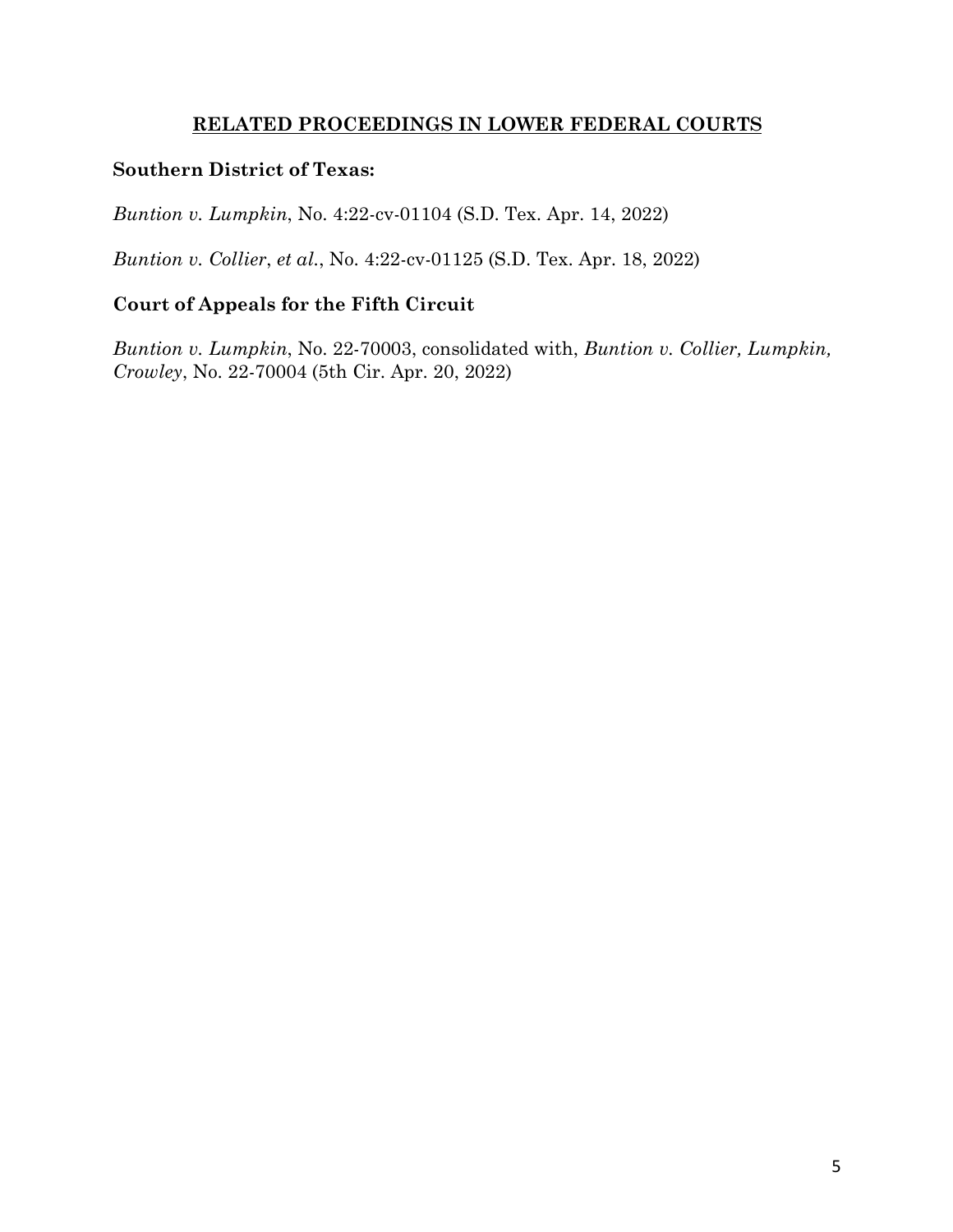## RELATED PROCEEDINGS IN LOWER FEDERAL COURTS

**Southern District of Texas:**

*Buntion v. Lumpkin*, No. 4:22-cv-01104 (S.D. Tex. Apr. 14, 2022)

*Buntion v. Collier*, *et al.*, No. 4:22-cv-01125 (S.D. Tex. Apr. 18, 2022)

**Court of Appeals for the Fifth Circuit**

*Buntion v. Lumpkin*, No. 22-70003, consolidated with, *Buntion v. Collier, Lumpkin, Crowley*, No. 22-70004 (5th Cir. Apr. 20, 2022)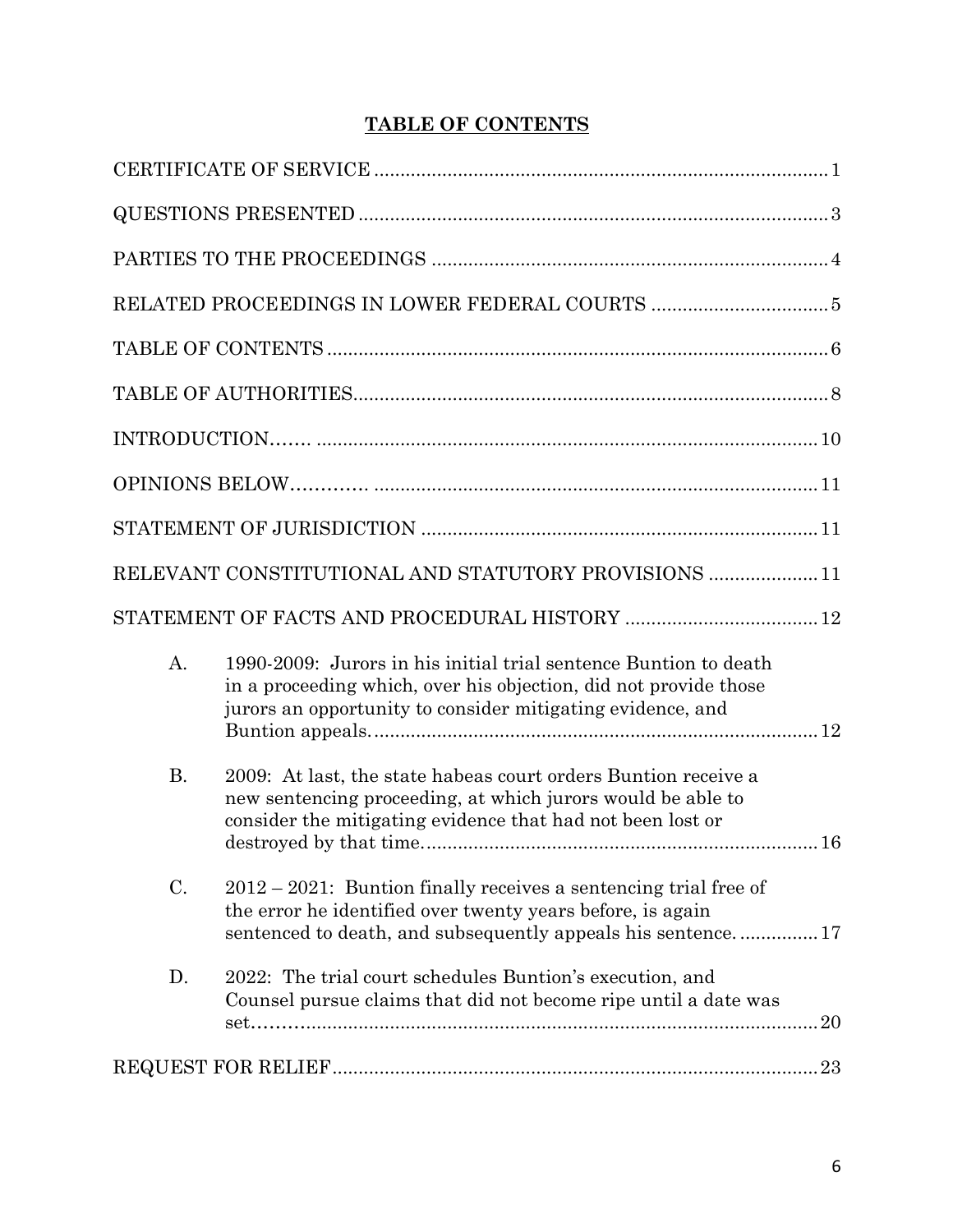# TABLE OF CONTENTS

CERTIFICATE OF SERVICE ....................................................................................... 1

QUESTIONS PRESENTED .......................................................................................... 3

PARTIES TO THE PROCEEDINGS ............................................................................ 4

RELATED PROCEEDINGS IN LOWER FEDERAL COURTS .................................. 5

TABLE OF CONTENTS ................................................................................................ 6

TABLE OF AUTHORITIES........................................................................................... 8

INTRODUCTION....... .................................................................................................. 10

OPINIONS BELOW............ ........................................................................................ 11

STATEMENT OF JURISDICTION ............................................................................ 11

RELEVANT CONSTITUTIONAL AND STATUTORY PROVISIONS ..................... 11

STATEMENT OF FACTS AND PROCEDURAL HISTORY ..................................... 12

- A. 1990-2009: Jurors in his initial trial sentence Buntion to death in a proceeding which, over his objection, did not provide those jurors an opportunity to consider mitigating evidence, and Buntion appeals. ...................................................................................... 12
- B. 2009: At last, the state habeas court orders Buntion receive a new sentencing proceeding, at which jurors would be able to consider the mitigating evidence that had not been lost or destroyed by that time. .......................................................................... 16
- C. 2012 – 2021: Buntion finally receives a sentencing trial free of the error he identified over twenty years before, is again sentenced to death, and subsequently appeals his sentence. ............... 17
- D. 2022: The trial court schedules Buntion's execution, and Counsel pursue claims that did not become ripe until a date was set.......................................................................................................... 20

REQUEST FOR RELIEF............................................................................................. 23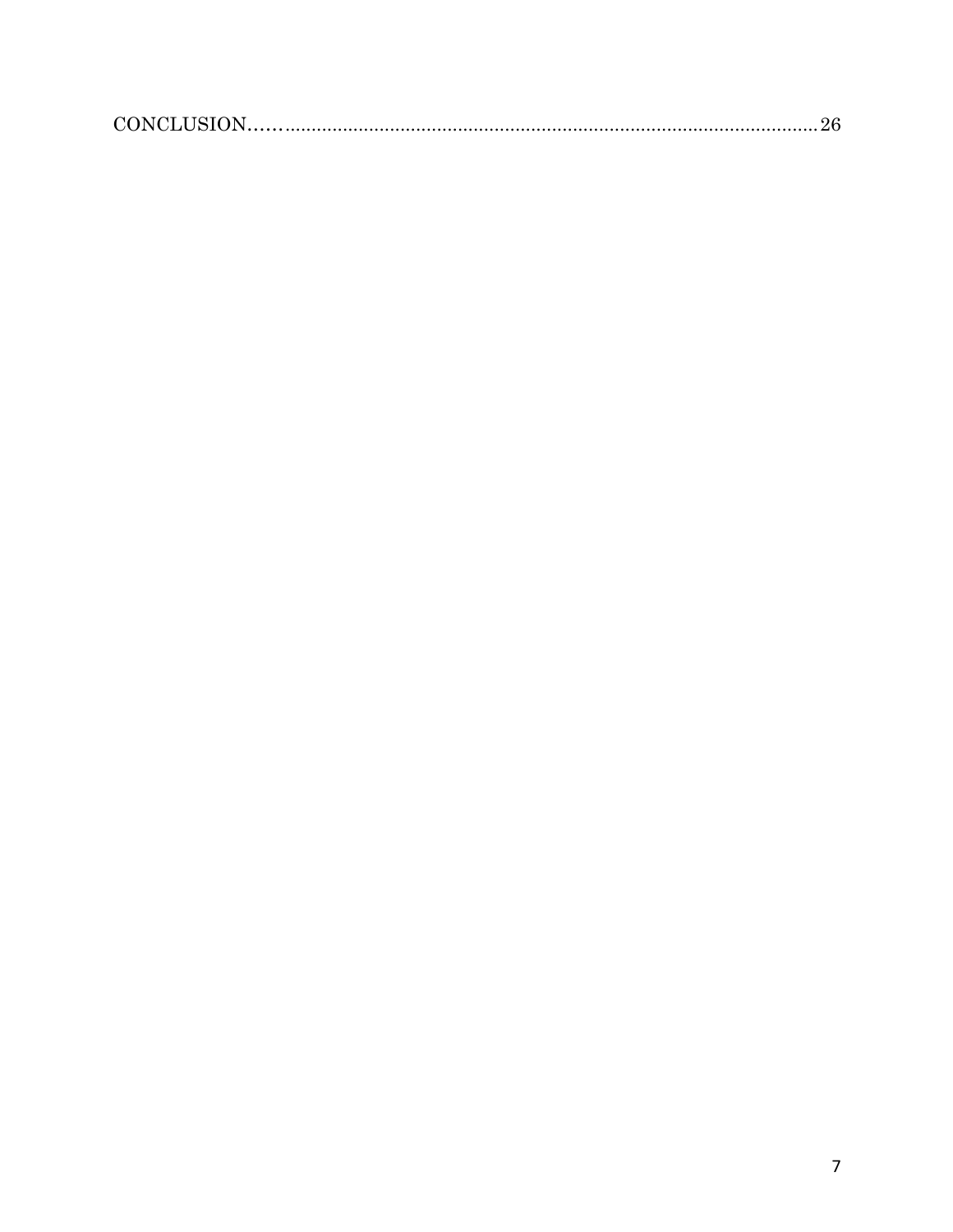CONCLUSION……........................................................................................................26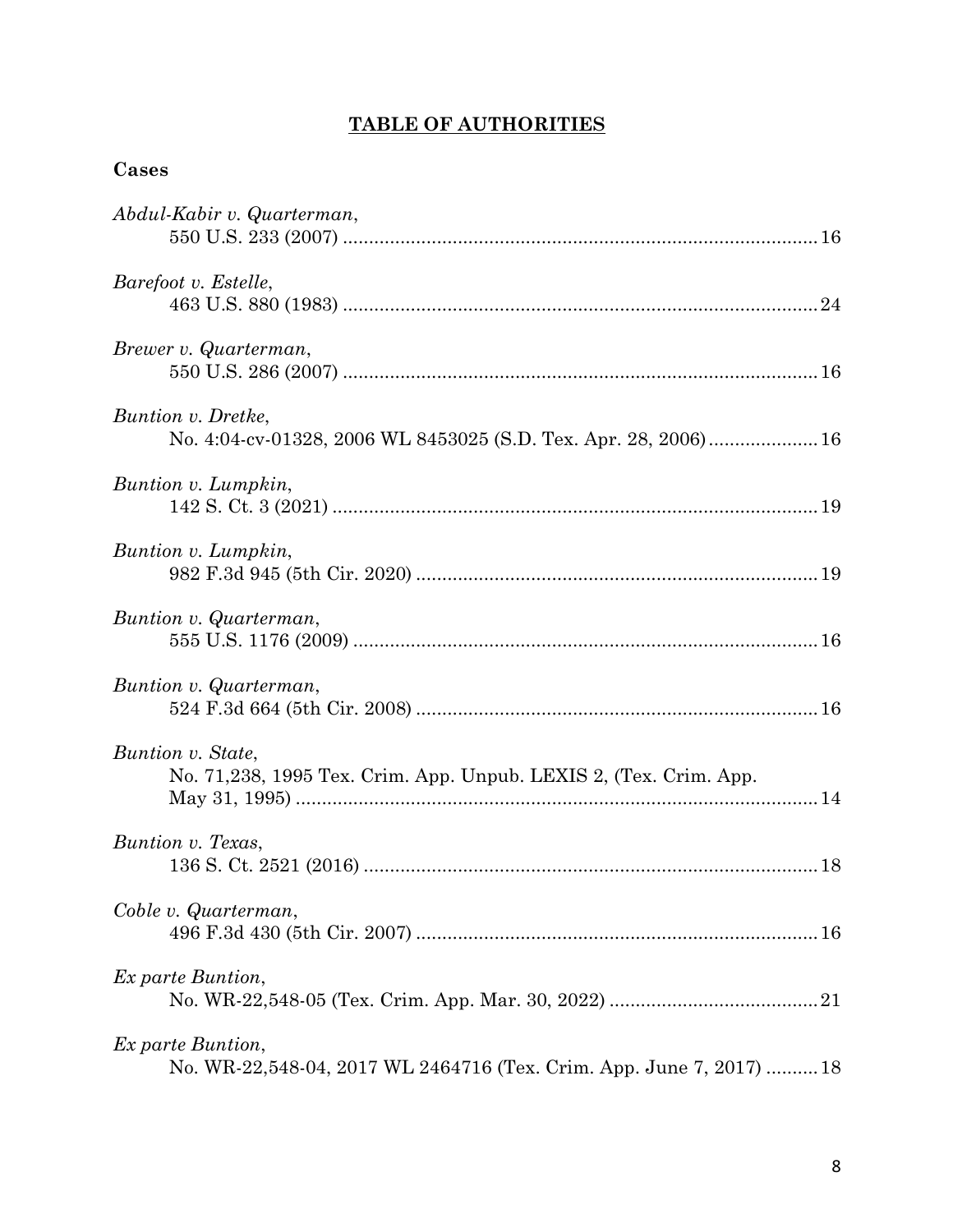## **TABLE OF AUTHORITIES**

### Cases

*Abdul-Kabir v. Quarterman*,
550 U.S. 233 (2007) .......................................................................................... 16

*Barefoot v. Estelle*,
463 U.S. 880 (1983) .......................................................................................... 24

*Brewer v. Quarterman*,
550 U.S. 286 (2007) .......................................................................................... 16

*Buntion v. Dretke*,
No. 4:04-cv-01328, 2006 WL 8453025 (S.D. Tex. Apr. 28, 2006) ..................... 16

*Buntion v. Lumpkin*,
142 S. Ct. 3 (2021) ............................................................................................ 19

*Buntion v. Lumpkin*,
982 F.3d 945 (5th Cir. 2020) ............................................................................ 19

*Buntion v. Quarterman*,
555 U.S. 1176 (2009) ........................................................................................ 16

*Buntion v. Quarterman*,
524 F.3d 664 (5th Cir. 2008) ............................................................................ 16

*Buntion v. State*,
No. 71,238, 1995 Tex. Crim. App. Unpub. LEXIS 2, (Tex. Crim. App. May 31, 1995) .................................................................................................... 14

*Buntion v. Texas*,
136 S. Ct. 2521 (2016) ...................................................................................... 18

*Coble v. Quarterman*,
496 F.3d 430 (5th Cir. 2007) ............................................................................ 16

*Ex parte Buntion*,
No. WR-22,548-05 (Tex. Crim. App. Mar. 30, 2022) ........................................ 21

*Ex parte Buntion*,
No. WR-22,548-04, 2017 WL 2464716 (Tex. Crim. App. June 7, 2017) .......... 18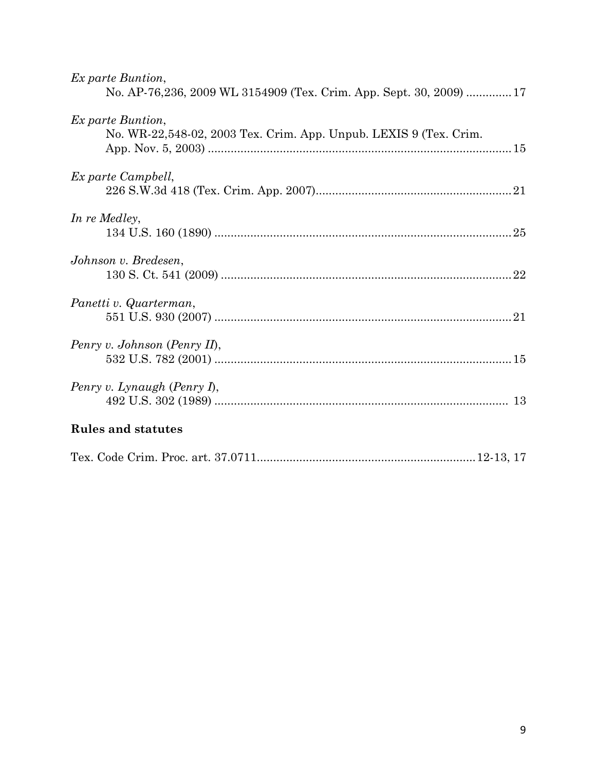*Ex parte Buntion*,
No. AP-76,236, 2009 WL 3154909 (Tex. Crim. App. Sept. 30, 2009) .............. 17

*Ex parte Buntion*,
No. WR-22,548-02, 2003 Tex. Crim. App. Unpub. LEXIS 9 (Tex. Crim. App. Nov. 5, 2003) .............................................................................................. 15

*Ex parte Campbell*,
226 S.W.3d 418 (Tex. Crim. App. 2007)............................................................ 21

*In re Medley*,
134 U.S. 160 (1890) ........................................................................................... 25

*Johnson v. Bredesen*,
130 S. Ct. 541 (2009) ......................................................................................... 22

*Panetti v. Quarterman*,
551 U.S. 930 (2007) ........................................................................................... 21

*Penry v. Johnson* (*Penry II*),
532 U.S. 782 (2001) ........................................................................................... 15

*Penry v. Lynaugh* (*Penry I*),
492 U.S. 302 (1989) ........................................................................................... 13

**Rules and statutes**

Tex. Code Crim. Proc. art. 37.0711.................................................................. 12-13, 17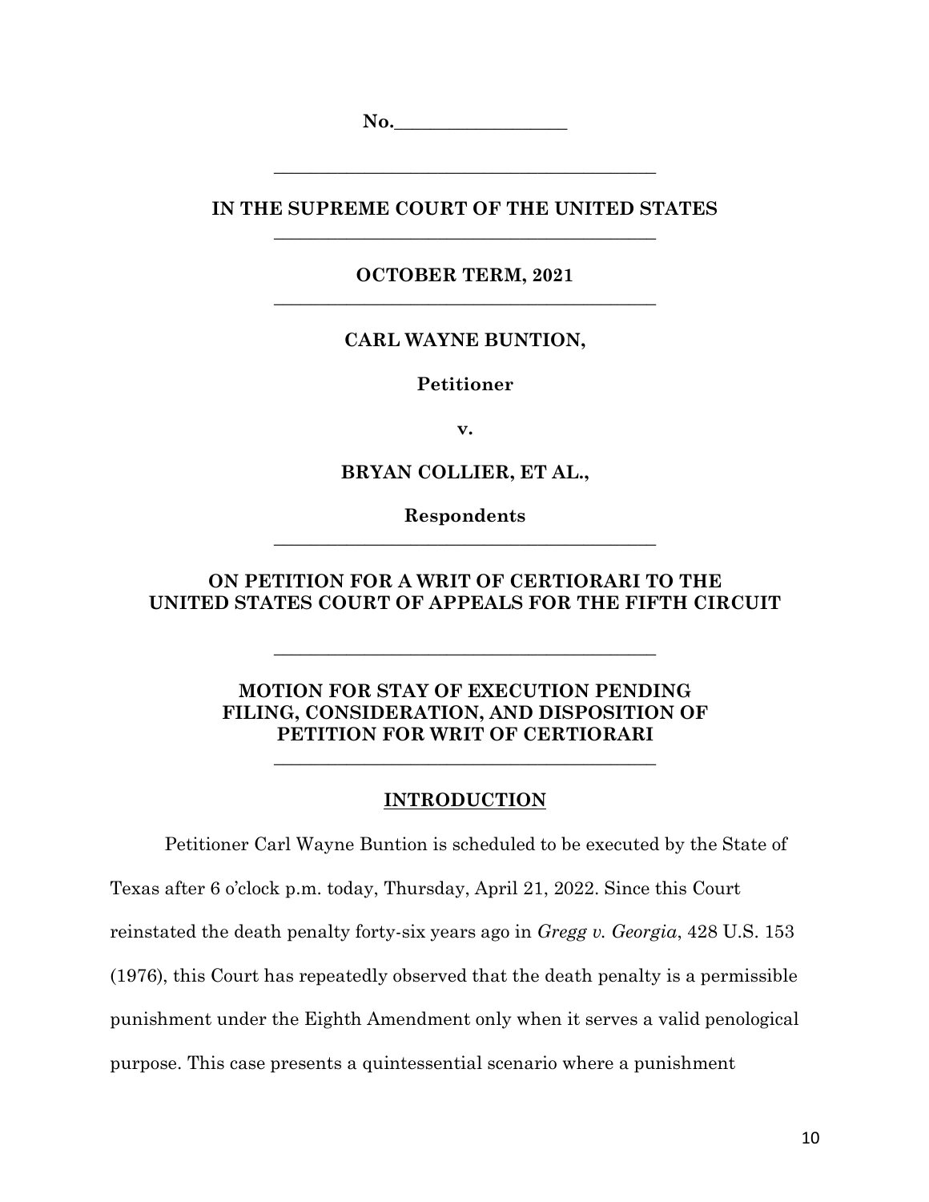**No.\_\_\_\_\_\_\_\_\_\_\_\_\_\_\_\_\_\_**

---

**IN THE SUPREME COURT OF THE UNITED STATES**

---

**OCTOBER TERM, 2021**

---

**CARL WAYNE BUNTION,**

**Petitioner**

**v.**

**BRYAN COLLIER, ET AL.,**

**Respondents**

---

**ON PETITION FOR A WRIT OF CERTIORARI TO THE UNITED STATES COURT OF APPEALS FOR THE FIFTH CIRCUIT**

---

**MOTION FOR STAY OF EXECUTION PENDING FILING, CONSIDERATION, AND DISPOSITION OF PETITION FOR WRIT OF CERTIORARI**

---

## INTRODUCTION

Petitioner Carl Wayne Buntion is scheduled to be executed by the State of Texas after 6 o'clock p.m. today, Thursday, April 21, 2022. Since this Court reinstated the death penalty forty-six years ago in *Gregg v. Georgia*, 428 U.S. 153 (1976), this Court has repeatedly observed that the death penalty is a permissible punishment under the Eighth Amendment only when it serves a valid penological purpose. This case presents a quintessential scenario where a punishment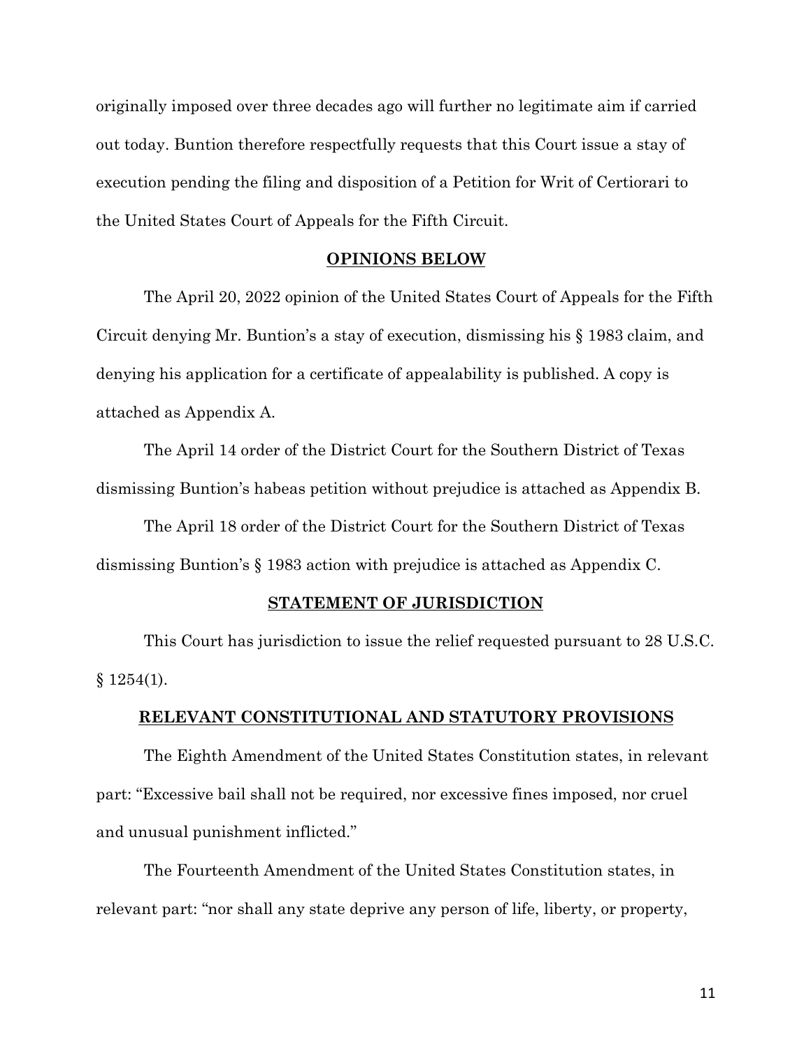originally imposed over three decades ago will further no legitimate aim if carried out today. Buntion therefore respectfully requests that this Court issue a stay of execution pending the filing and disposition of a Petition for Writ of Certiorari to the United States Court of Appeals for the Fifth Circuit.

## OPINIONS BELOW

The April 20, 2022 opinion of the United States Court of Appeals for the Fifth Circuit denying Mr. Buntion's a stay of execution, dismissing his § 1983 claim, and denying his application for a certificate of appealability is published. A copy is attached as Appendix A.

The April 14 order of the District Court for the Southern District of Texas dismissing Buntion's habeas petition without prejudice is attached as Appendix B.

The April 18 order of the District Court for the Southern District of Texas dismissing Buntion's § 1983 action with prejudice is attached as Appendix C.

## STATEMENT OF JURISDICTION

This Court has jurisdiction to issue the relief requested pursuant to 28 U.S.C. § 1254(1).

## RELEVANT CONSTITUTIONAL AND STATUTORY PROVISIONS

The Eighth Amendment of the United States Constitution states, in relevant part: "Excessive bail shall not be required, nor excessive fines imposed, nor cruel and unusual punishment inflicted."

The Fourteenth Amendment of the United States Constitution states, in relevant part: "nor shall any state deprive any person of life, liberty, or property,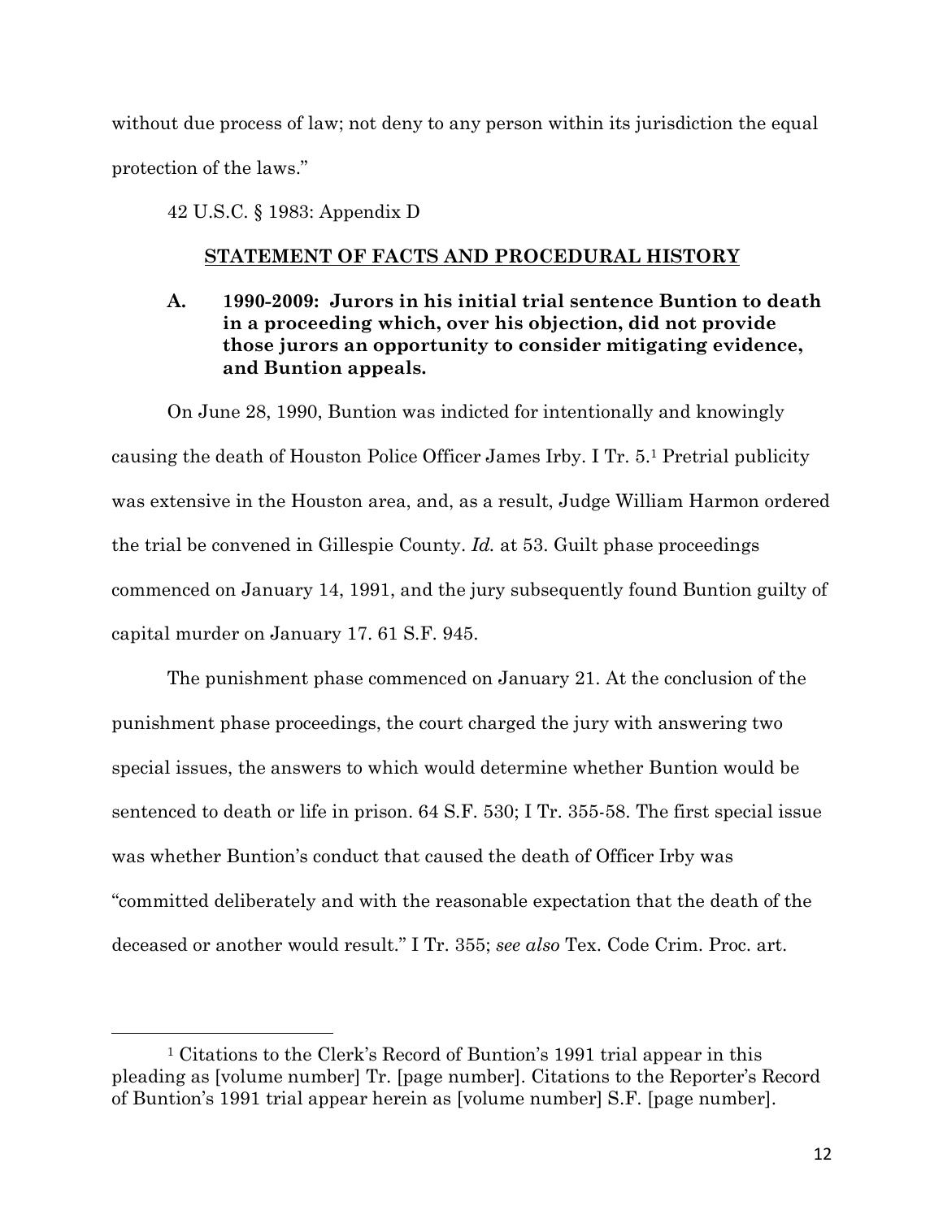without due process of law; not deny to any person within its jurisdiction the equal protection of the laws."

42 U.S.C. § 1983: Appendix D

## STATEMENT OF FACTS AND PROCEDURAL HISTORY

### A. 1990-2009: Jurors in his initial trial sentence Buntion to death in a proceeding which, over his objection, did not provide those jurors an opportunity to consider mitigating evidence, and Buntion appeals.

On June 28, 1990, Buntion was indicted for intentionally and knowingly causing the death of Houston Police Officer James Irby. I Tr. 5.[1] Pretrial publicity was extensive in the Houston area, and, as a result, Judge William Harmon ordered the trial be convened in Gillespie County. *Id.* at 53. Guilt phase proceedings commenced on January 14, 1991, and the jury subsequently found Buntion guilty of capital murder on January 17. 61 S.F. 945.

The punishment phase commenced on January 21. At the conclusion of the punishment phase proceedings, the court charged the jury with answering two special issues, the answers to which would determine whether Buntion would be sentenced to death or life in prison. 64 S.F. 530; I Tr. 355-58. The first special issue was whether Buntion's conduct that caused the death of Officer Irby was "committed deliberately and with the reasonable expectation that the death of the deceased or another would result." I Tr. 355; *see also* Tex. Code Crim. Proc. art.

[1] Citations to the Clerk's Record of Buntion's 1991 trial appear in this pleading as [volume number] Tr. [page number]. Citations to the Reporter's Record of Buntion's 1991 trial appear herein as [volume number] S.F. [page number].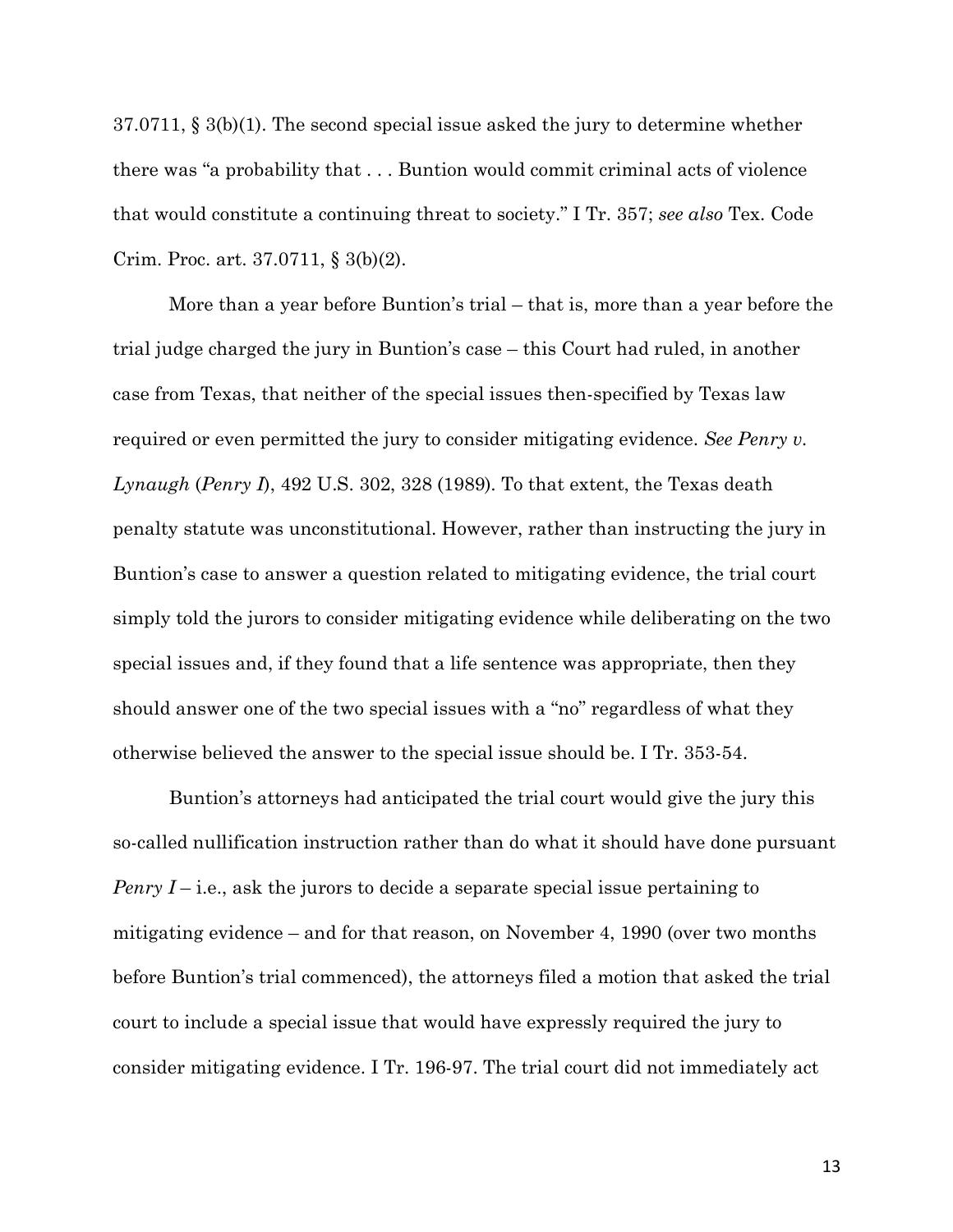37.0711, § 3(b)(1). The second special issue asked the jury to determine whether there was "a probability that . . . Buntion would commit criminal acts of violence that would constitute a continuing threat to society." I Tr. 357; *see also* Tex. Code Crim. Proc. art. 37.0711, § 3(b)(2).

More than a year before Buntion's trial – that is, more than a year before the trial judge charged the jury in Buntion's case – this Court had ruled, in another case from Texas, that neither of the special issues then-specified by Texas law required or even permitted the jury to consider mitigating evidence. *See Penry v. Lynaugh* (*Penry I*), 492 U.S. 302, 328 (1989). To that extent, the Texas death penalty statute was unconstitutional. However, rather than instructing the jury in Buntion's case to answer a question related to mitigating evidence, the trial court simply told the jurors to consider mitigating evidence while deliberating on the two special issues and, if they found that a life sentence was appropriate, then they should answer one of the two special issues with a "no" regardless of what they otherwise believed the answer to the special issue should be. I Tr. 353-54.

Buntion's attorneys had anticipated the trial court would give the jury this so-called nullification instruction rather than do what it should have done pursuant *Penry I* – i.e., ask the jurors to decide a separate special issue pertaining to mitigating evidence – and for that reason, on November 4, 1990 (over two months before Buntion's trial commenced), the attorneys filed a motion that asked the trial court to include a special issue that would have expressly required the jury to consider mitigating evidence. I Tr. 196-97. The trial court did not immediately act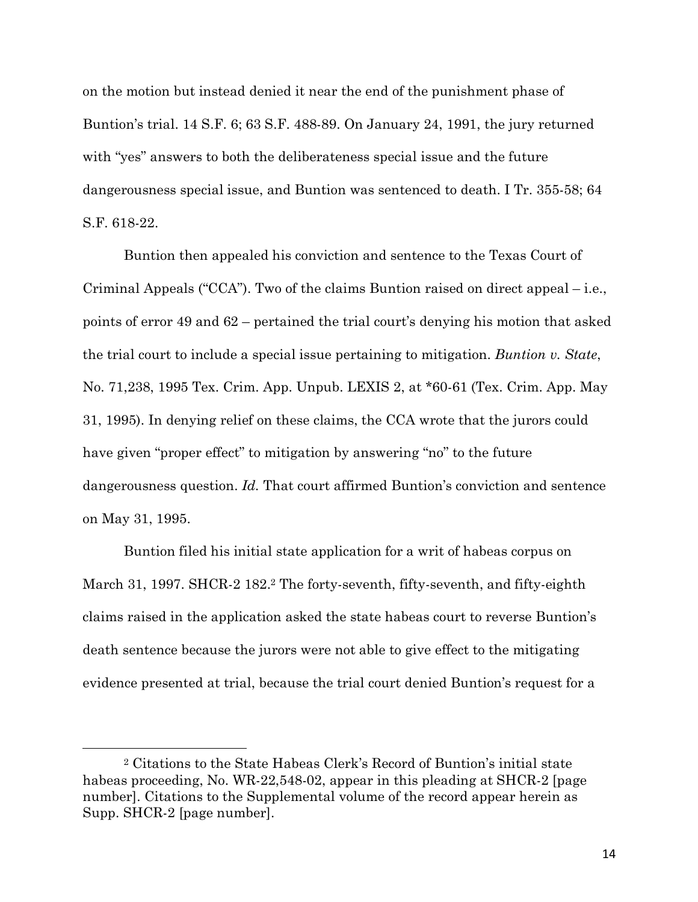on the motion but instead denied it near the end of the punishment phase of Buntion's trial. 14 S.F. 6; 63 S.F. 488-89. On January 24, 1991, the jury returned with "yes" answers to both the deliberateness special issue and the future dangerousness special issue, and Buntion was sentenced to death. I Tr. 355-58; 64 S.F. 618-22.

Buntion then appealed his conviction and sentence to the Texas Court of Criminal Appeals ("CCA"). Two of the claims Buntion raised on direct appeal – i.e., points of error 49 and 62 – pertained the trial court's denying his motion that asked the trial court to include a special issue pertaining to mitigation. *Buntion v. State*, No. 71,238, 1995 Tex. Crim. App. Unpub. LEXIS 2, at *60-61 (Tex. Crim. App. May 31, 1995). In denying relief on these claims, the CCA wrote that the jurors could have given "proper effect" to mitigation by answering "no" to the future dangerousness question. *Id.* That court affirmed Buntion's conviction and sentence on May 31, 1995.

Buntion filed his initial state application for a writ of habeas corpus on March 31, 1997. SHCR-2 182.[2] The forty-seventh, fifty-seventh, and fifty-eighth claims raised in the application asked the state habeas court to reverse Buntion's death sentence because the jurors were not able to give effect to the mitigating evidence presented at trial, because the trial court denied Buntion's request for a

[2] Citations to the State Habeas Clerk's Record of Buntion's initial state habeas proceeding, No. WR-22,548-02, appear in this pleading at SHCR-2 [page number]. Citations to the Supplemental volume of the record appear herein as Supp. SHCR-2 [page number].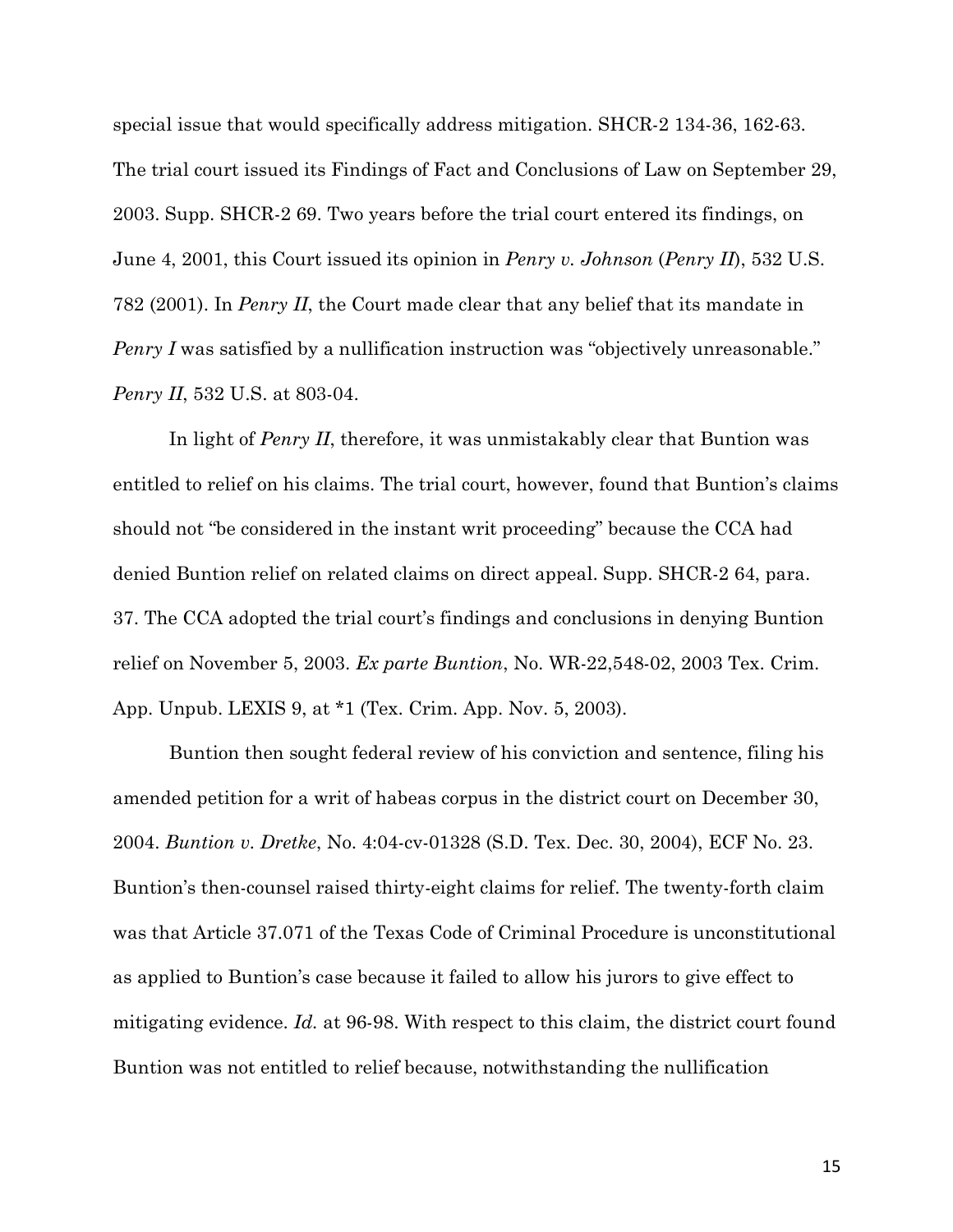special issue that would specifically address mitigation. SHCR-2 134-36, 162-63. The trial court issued its Findings of Fact and Conclusions of Law on September 29, 2003. Supp. SHCR-2 69. Two years before the trial court entered its findings, on June 4, 2001, this Court issued its opinion in *Penry v. Johnson* (*Penry II*), 532 U.S. 782 (2001). In *Penry II*, the Court made clear that any belief that its mandate in *Penry I* was satisfied by a nullification instruction was "objectively unreasonable." *Penry II*, 532 U.S. at 803-04.

In light of *Penry II*, therefore, it was unmistakably clear that Buntion was entitled to relief on his claims. The trial court, however, found that Buntion's claims should not "be considered in the instant writ proceeding" because the CCA had denied Buntion relief on related claims on direct appeal. Supp. SHCR-2 64, para. 37. The CCA adopted the trial court's findings and conclusions in denying Buntion relief on November 5, 2003. *Ex parte Buntion*, No. WR-22,548-02, 2003 Tex. Crim. App. Unpub. LEXIS 9, at *1 (Tex. Crim. App. Nov. 5, 2003).

Buntion then sought federal review of his conviction and sentence, filing his amended petition for a writ of habeas corpus in the district court on December 30, 2004. *Buntion v. Dretke*, No. 4:04-cv-01328 (S.D. Tex. Dec. 30, 2004), ECF No. 23. Buntion's then-counsel raised thirty-eight claims for relief. The twenty-forth claim was that Article 37.071 of the Texas Code of Criminal Procedure is unconstitutional as applied to Buntion's case because it failed to allow his jurors to give effect to mitigating evidence. *Id.* at 96-98. With respect to this claim, the district court found Buntion was not entitled to relief because, notwithstanding the nullification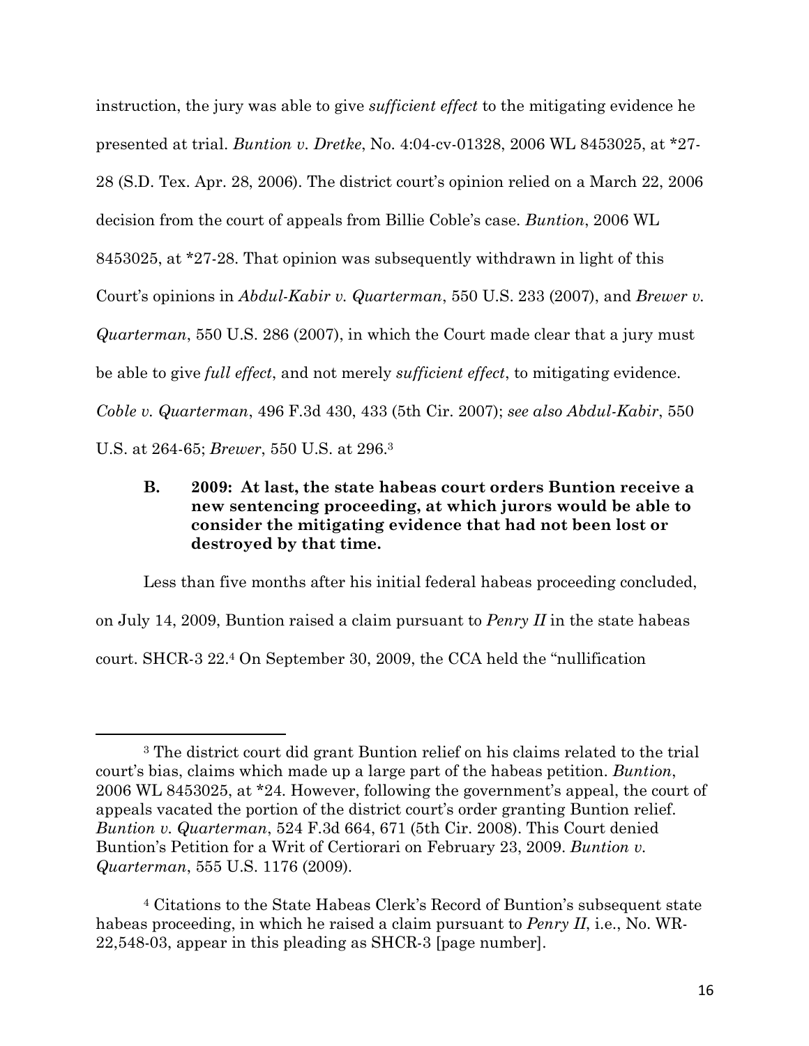instruction, the jury was able to give *sufficient effect* to the mitigating evidence he presented at trial. *Buntion v. Dretke*, No. 4:04-cv-01328, 2006 WL 8453025, at *27-28 (S.D. Tex. Apr. 28, 2006). The district court's opinion relied on a March 22, 2006 decision from the court of appeals from Billie Coble's case. *Buntion*, 2006 WL 8453025, at *27-28. That opinion was subsequently withdrawn in light of this Court's opinions in *Abdul-Kabir v. Quarterman*, 550 U.S. 233 (2007), and *Brewer v. Quarterman*, 550 U.S. 286 (2007), in which the Court made clear that a jury must be able to give *full effect*, and not merely *sufficient effect*, to mitigating evidence. *Coble v. Quarterman*, 496 F.3d 430, 433 (5th Cir. 2007); *see also Abdul-Kabir*, 550 U.S. at 264-65; *Brewer*, 550 U.S. at 296.[3]

### B. 2009: At last, the state habeas court orders Buntion receive a new sentencing proceeding, at which jurors would be able to consider the mitigating evidence that had not been lost or destroyed by that time.

Less than five months after his initial federal habeas proceeding concluded, on July 14, 2009, Buntion raised a claim pursuant to *Penry II* in the state habeas court. SHCR-3 22.[4] On September 30, 2009, the CCA held the "nullification

---

[3] The district court did grant Buntion relief on his claims related to the trial court's bias, claims which made up a large part of the habeas petition. *Buntion*, 2006 WL 8453025, at *24. However, following the government's appeal, the court of appeals vacated the portion of the district court's order granting Buntion relief. *Buntion v. Quarterman*, 524 F.3d 664, 671 (5th Cir. 2008). This Court denied Buntion's Petition for a Writ of Certiorari on February 23, 2009. *Buntion v. Quarterman*, 555 U.S. 1176 (2009).

[4] Citations to the State Habeas Clerk's Record of Buntion's subsequent state habeas proceeding, in which he raised a claim pursuant to *Penry II*, i.e., No. WR-22,548-03, appear in this pleading as SHCR-3 [page number].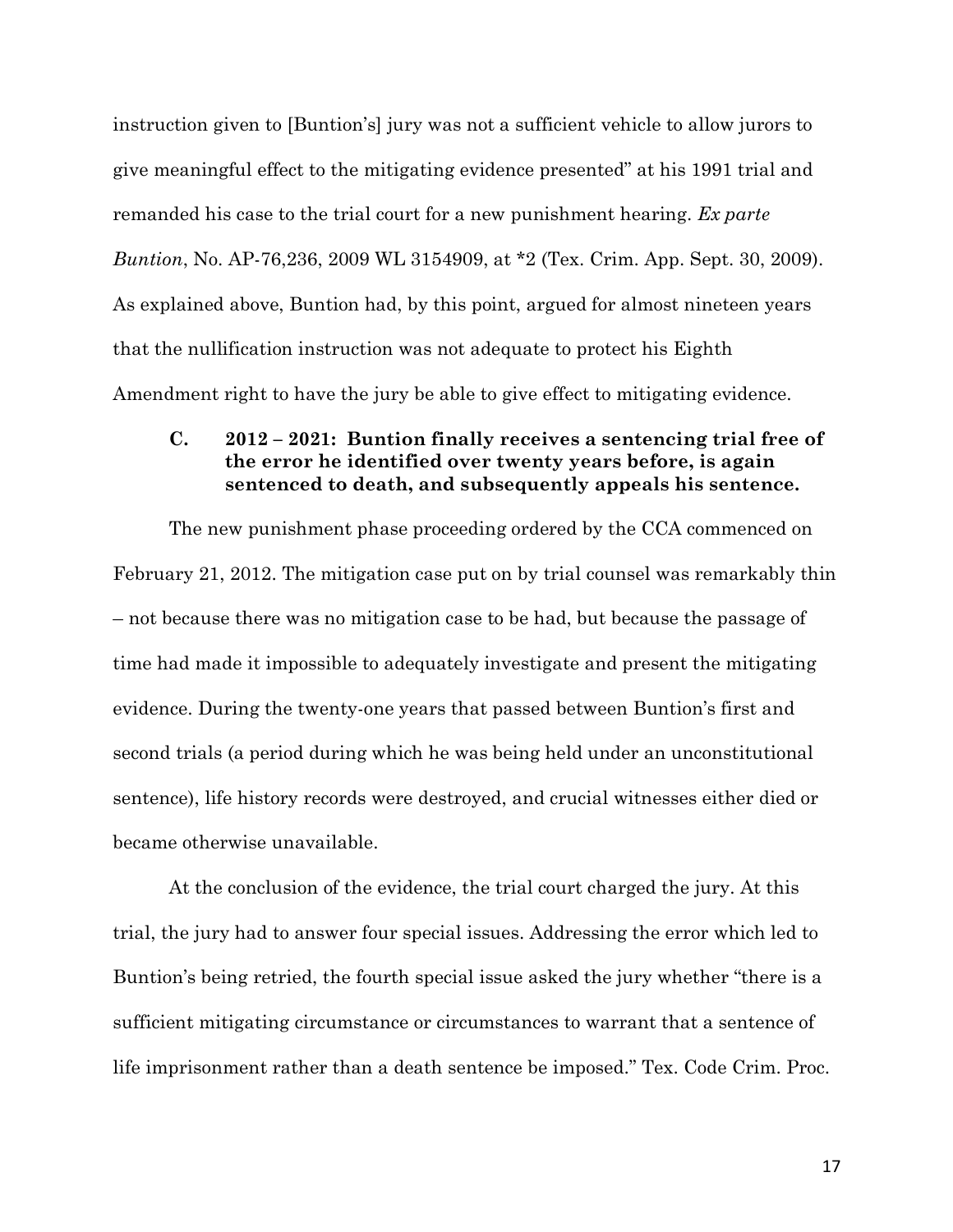instruction given to [Buntion's] jury was not a sufficient vehicle to allow jurors to give meaningful effect to the mitigating evidence presented" at his 1991 trial and remanded his case to the trial court for a new punishment hearing. *Ex parte Buntion*, No. AP-76,236, 2009 WL 3154909, at *2 (Tex. Crim. App. Sept. 30, 2009). As explained above, Buntion had, by this point, argued for almost nineteen years that the nullification instruction was not adequate to protect his Eighth Amendment right to have the jury be able to give effect to mitigating evidence.

### C. 2012 – 2021: Buntion finally receives a sentencing trial free of the error he identified over twenty years before, is again sentenced to death, and subsequently appeals his sentence.

The new punishment phase proceeding ordered by the CCA commenced on February 21, 2012. The mitigation case put on by trial counsel was remarkably thin – not because there was no mitigation case to be had, but because the passage of time had made it impossible to adequately investigate and present the mitigating evidence. During the twenty-one years that passed between Buntion's first and second trials (a period during which he was being held under an unconstitutional sentence), life history records were destroyed, and crucial witnesses either died or became otherwise unavailable.

At the conclusion of the evidence, the trial court charged the jury. At this trial, the jury had to answer four special issues. Addressing the error which led to Buntion's being retried, the fourth special issue asked the jury whether "there is a sufficient mitigating circumstance or circumstances to warrant that a sentence of life imprisonment rather than a death sentence be imposed." Tex. Code Crim. Proc.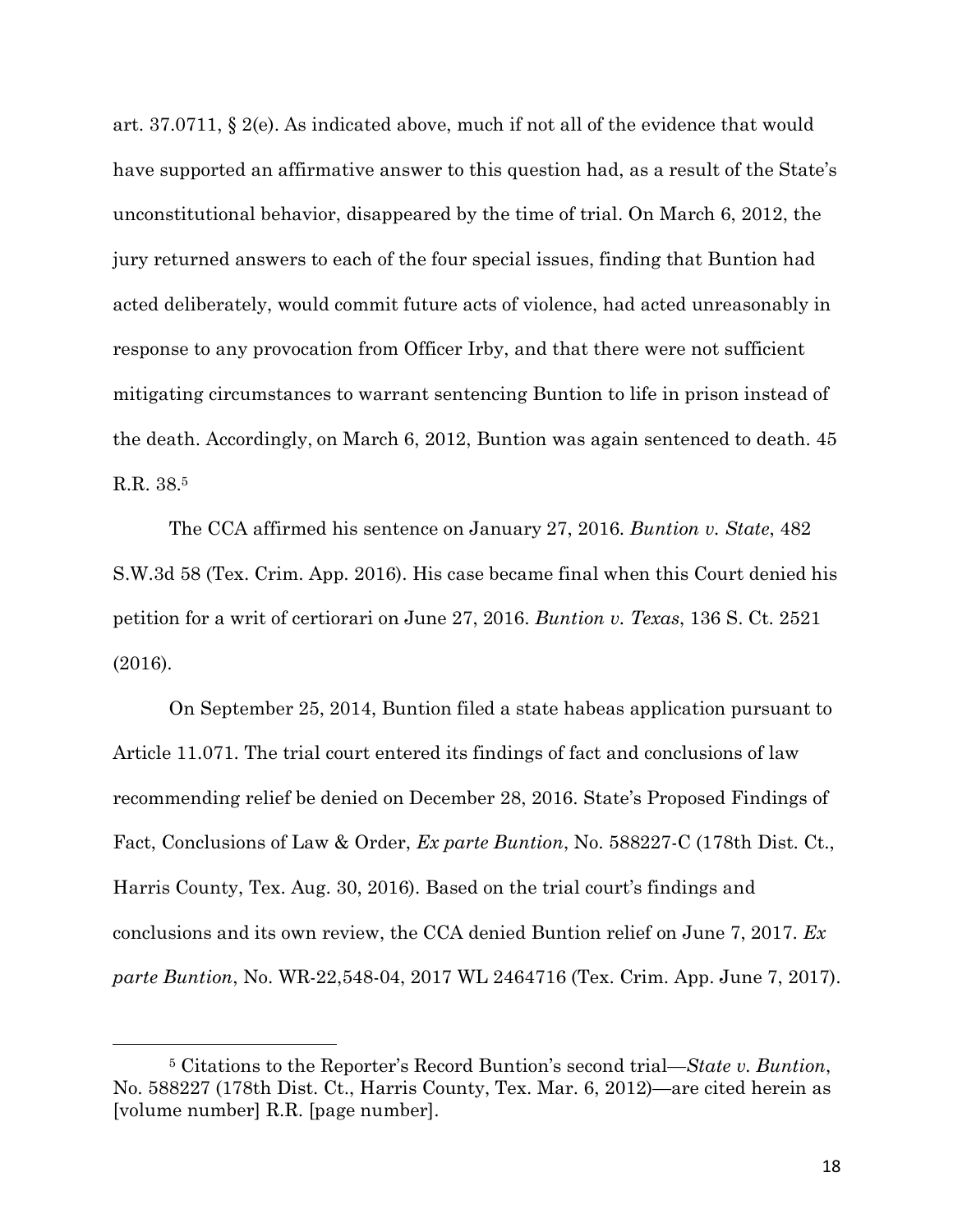art. 37.0711, § 2(e). As indicated above, much if not all of the evidence that would have supported an affirmative answer to this question had, as a result of the State's unconstitutional behavior, disappeared by the time of trial. On March 6, 2012, the jury returned answers to each of the four special issues, finding that Buntion had acted deliberately, would commit future acts of violence, had acted unreasonably in response to any provocation from Officer Irby, and that there were not sufficient mitigating circumstances to warrant sentencing Buntion to life in prison instead of the death. Accordingly, on March 6, 2012, Buntion was again sentenced to death. 45 R.R. 38.[5]

The CCA affirmed his sentence on January 27, 2016. *Buntion v. State*, 482 S.W.3d 58 (Tex. Crim. App. 2016). His case became final when this Court denied his petition for a writ of certiorari on June 27, 2016. *Buntion v. Texas*, 136 S. Ct. 2521 (2016).

On September 25, 2014, Buntion filed a state habeas application pursuant to Article 11.071. The trial court entered its findings of fact and conclusions of law recommending relief be denied on December 28, 2016. State's Proposed Findings of Fact, Conclusions of Law & Order, *Ex parte Buntion*, No. 588227-C (178th Dist. Ct., Harris County, Tex. Aug. 30, 2016). Based on the trial court's findings and conclusions and its own review, the CCA denied Buntion relief on June 7, 2017. *Ex parte Buntion*, No. WR-22,548-04, 2017 WL 2464716 (Tex. Crim. App. June 7, 2017).

---

[5] Citations to the Reporter's Record Buntion's second trial—*State v. Buntion*, No. 588227 (178th Dist. Ct., Harris County, Tex. Mar. 6, 2012)—are cited herein as [volume number] R.R. [page number].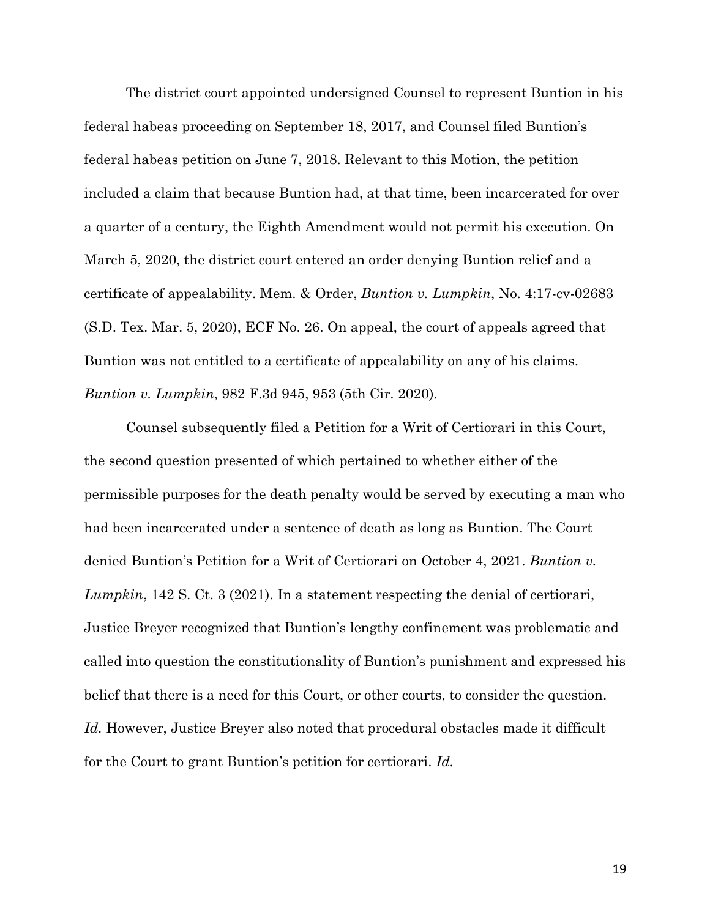The district court appointed undersigned Counsel to represent Buntion in his federal habeas proceeding on September 18, 2017, and Counsel filed Buntion's federal habeas petition on June 7, 2018. Relevant to this Motion, the petition included a claim that because Buntion had, at that time, been incarcerated for over a quarter of a century, the Eighth Amendment would not permit his execution. On March 5, 2020, the district court entered an order denying Buntion relief and a certificate of appealability. Mem. & Order, *Buntion v. Lumpkin*, No. 4:17-cv-02683 (S.D. Tex. Mar. 5, 2020), ECF No. 26. On appeal, the court of appeals agreed that Buntion was not entitled to a certificate of appealability on any of his claims. *Buntion v. Lumpkin*, 982 F.3d 945, 953 (5th Cir. 2020).

Counsel subsequently filed a Petition for a Writ of Certiorari in this Court, the second question presented of which pertained to whether either of the permissible purposes for the death penalty would be served by executing a man who had been incarcerated under a sentence of death as long as Buntion. The Court denied Buntion's Petition for a Writ of Certiorari on October 4, 2021. *Buntion v. Lumpkin*, 142 S. Ct. 3 (2021). In a statement respecting the denial of certiorari, Justice Breyer recognized that Buntion's lengthy confinement was problematic and called into question the constitutionality of Buntion's punishment and expressed his belief that there is a need for this Court, or other courts, to consider the question. *Id.* However, Justice Breyer also noted that procedural obstacles made it difficult for the Court to grant Buntion's petition for certiorari. *Id.*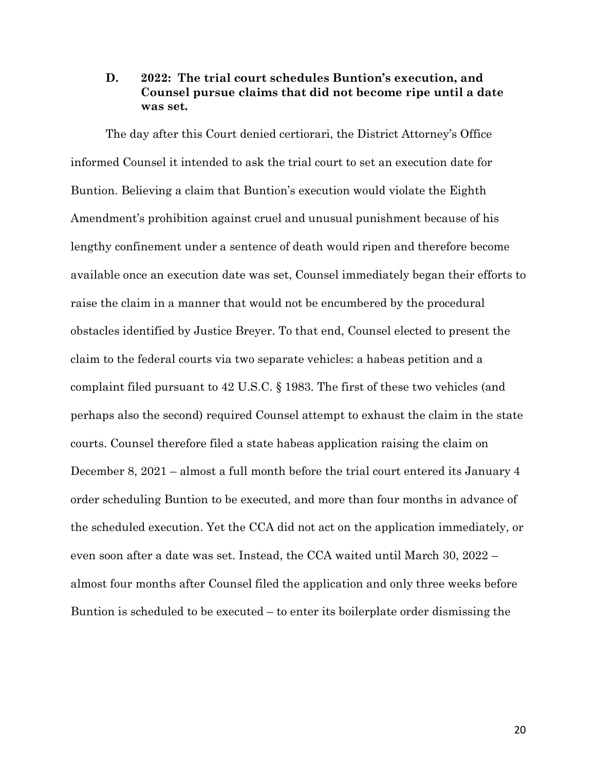### D. 2022: The trial court schedules Buntion's execution, and Counsel pursue claims that did not become ripe until a date was set.

The day after this Court denied certiorari, the District Attorney's Office informed Counsel it intended to ask the trial court to set an execution date for Buntion. Believing a claim that Buntion's execution would violate the Eighth Amendment's prohibition against cruel and unusual punishment because of his lengthy confinement under a sentence of death would ripen and therefore become available once an execution date was set, Counsel immediately began their efforts to raise the claim in a manner that would not be encumbered by the procedural obstacles identified by Justice Breyer. To that end, Counsel elected to present the claim to the federal courts via two separate vehicles: a habeas petition and a complaint filed pursuant to 42 U.S.C. § 1983. The first of these two vehicles (and perhaps also the second) required Counsel attempt to exhaust the claim in the state courts. Counsel therefore filed a state habeas application raising the claim on December 8, 2021 – almost a full month before the trial court entered its January 4 order scheduling Buntion to be executed, and more than four months in advance of the scheduled execution. Yet the CCA did not act on the application immediately, or even soon after a date was set. Instead, the CCA waited until March 30, 2022 – almost four months after Counsel filed the application and only three weeks before Buntion is scheduled to be executed – to enter its boilerplate order dismissing the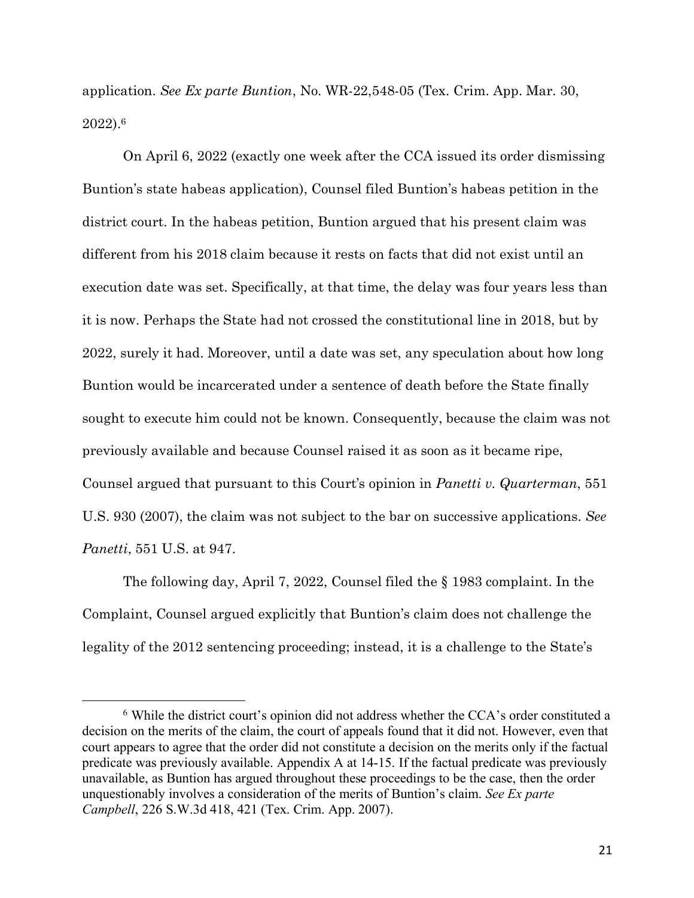application. *See Ex parte Buntion*, No. WR-22,548-05 (Tex. Crim. App. Mar. 30, 2022).[6]

On April 6, 2022 (exactly one week after the CCA issued its order dismissing Buntion's state habeas application), Counsel filed Buntion's habeas petition in the district court. In the habeas petition, Buntion argued that his present claim was different from his 2018 claim because it rests on facts that did not exist until an execution date was set. Specifically, at that time, the delay was four years less than it is now. Perhaps the State had not crossed the constitutional line in 2018, but by 2022, surely it had. Moreover, until a date was set, any speculation about how long Buntion would be incarcerated under a sentence of death before the State finally sought to execute him could not be known. Consequently, because the claim was not previously available and because Counsel raised it as soon as it became ripe, Counsel argued that pursuant to this Court's opinion in *Panetti v. Quarterman*, 551 U.S. 930 (2007), the claim was not subject to the bar on successive applications. *See Panetti*, 551 U.S. at 947.

The following day, April 7, 2022, Counsel filed the § 1983 complaint. In the Complaint, Counsel argued explicitly that Buntion's claim does not challenge the legality of the 2012 sentencing proceeding; instead, it is a challenge to the State's

---

[6] While the district court's opinion did not address whether the CCA's order constituted a decision on the merits of the claim, the court of appeals found that it did not. However, even that court appears to agree that the order did not constitute a decision on the merits only if the factual predicate was previously available. Appendix A at 14-15. If the factual predicate was previously unavailable, as Buntion has argued throughout these proceedings to be the case, then the order unquestionably involves a consideration of the merits of Buntion's claim. *See Ex parte Campbell*, 226 S.W.3d 418, 421 (Tex. Crim. App. 2007).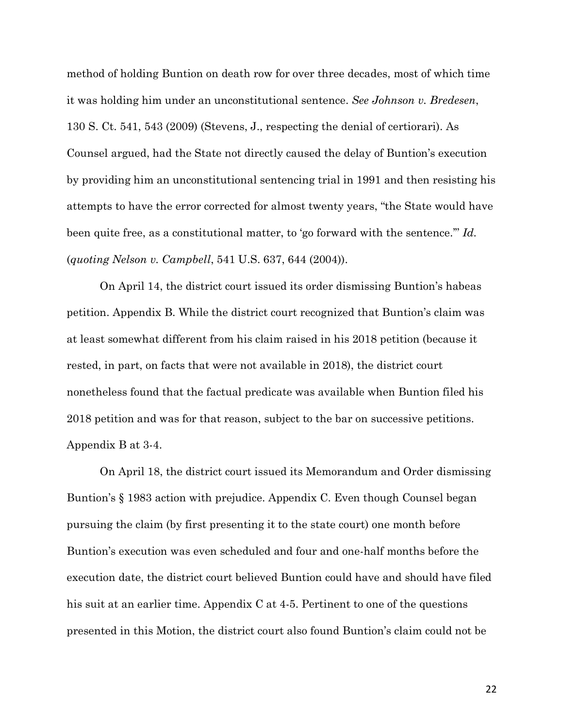method of holding Buntion on death row for over three decades, most of which time it was holding him under an unconstitutional sentence. *See Johnson v. Bredesen*, 130 S. Ct. 541, 543 (2009) (Stevens, J., respecting the denial of certiorari). As Counsel argued, had the State not directly caused the delay of Buntion's execution by providing him an unconstitutional sentencing trial in 1991 and then resisting his attempts to have the error corrected for almost twenty years, "the State would have been quite free, as a constitutional matter, to 'go forward with the sentence.'" *Id.* (*quoting Nelson v. Campbell*, 541 U.S. 637, 644 (2004)).

On April 14, the district court issued its order dismissing Buntion's habeas petition. Appendix B. While the district court recognized that Buntion's claim was at least somewhat different from his claim raised in his 2018 petition (because it rested, in part, on facts that were not available in 2018), the district court nonetheless found that the factual predicate was available when Buntion filed his 2018 petition and was for that reason, subject to the bar on successive petitions. Appendix B at 3-4.

On April 18, the district court issued its Memorandum and Order dismissing Buntion's § 1983 action with prejudice. Appendix C. Even though Counsel began pursuing the claim (by first presenting it to the state court) one month before Buntion's execution was even scheduled and four and one-half months before the execution date, the district court believed Buntion could have and should have filed his suit at an earlier time. Appendix C at 4-5. Pertinent to one of the questions presented in this Motion, the district court also found Buntion's claim could not be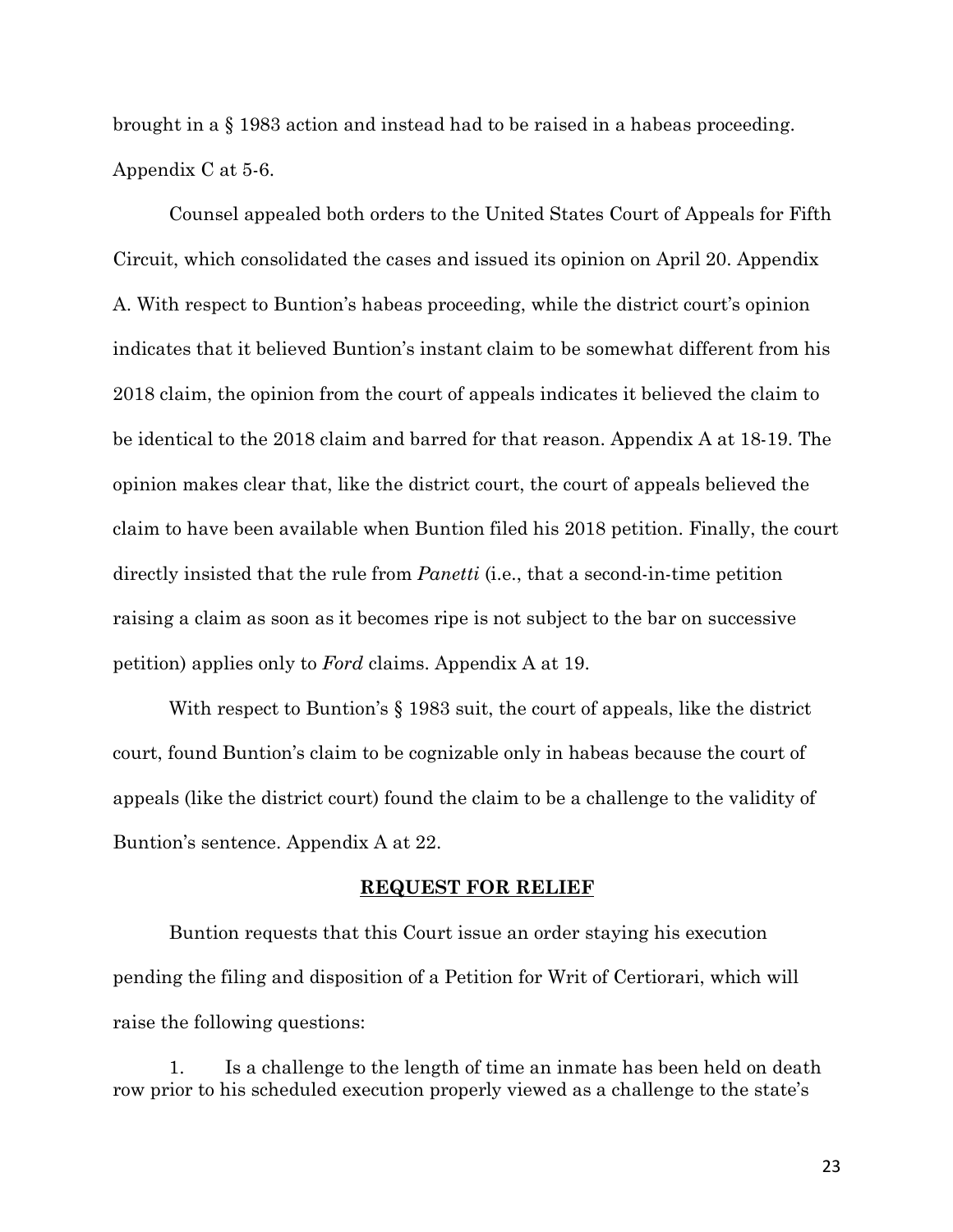brought in a § 1983 action and instead had to be raised in a habeas proceeding. Appendix C at 5-6.

Counsel appealed both orders to the United States Court of Appeals for Fifth Circuit, which consolidated the cases and issued its opinion on April 20. Appendix A. With respect to Buntion's habeas proceeding, while the district court's opinion indicates that it believed Buntion's instant claim to be somewhat different from his 2018 claim, the opinion from the court of appeals indicates it believed the claim to be identical to the 2018 claim and barred for that reason. Appendix A at 18-19. The opinion makes clear that, like the district court, the court of appeals believed the claim to have been available when Buntion filed his 2018 petition. Finally, the court directly insisted that the rule from *Panetti* (i.e., that a second-in-time petition raising a claim as soon as it becomes ripe is not subject to the bar on successive petition) applies only to *Ford* claims. Appendix A at 19.

With respect to Buntion's § 1983 suit, the court of appeals, like the district court, found Buntion's claim to be cognizable only in habeas because the court of appeals (like the district court) found the claim to be a challenge to the validity of Buntion's sentence. Appendix A at 22.

## REQUEST FOR RELIEF

Buntion requests that this Court issue an order staying his execution pending the filing and disposition of a Petition for Writ of Certiorari, which will raise the following questions:

1. Is a challenge to the length of time an inmate has been held on death row prior to his scheduled execution properly viewed as a challenge to the state's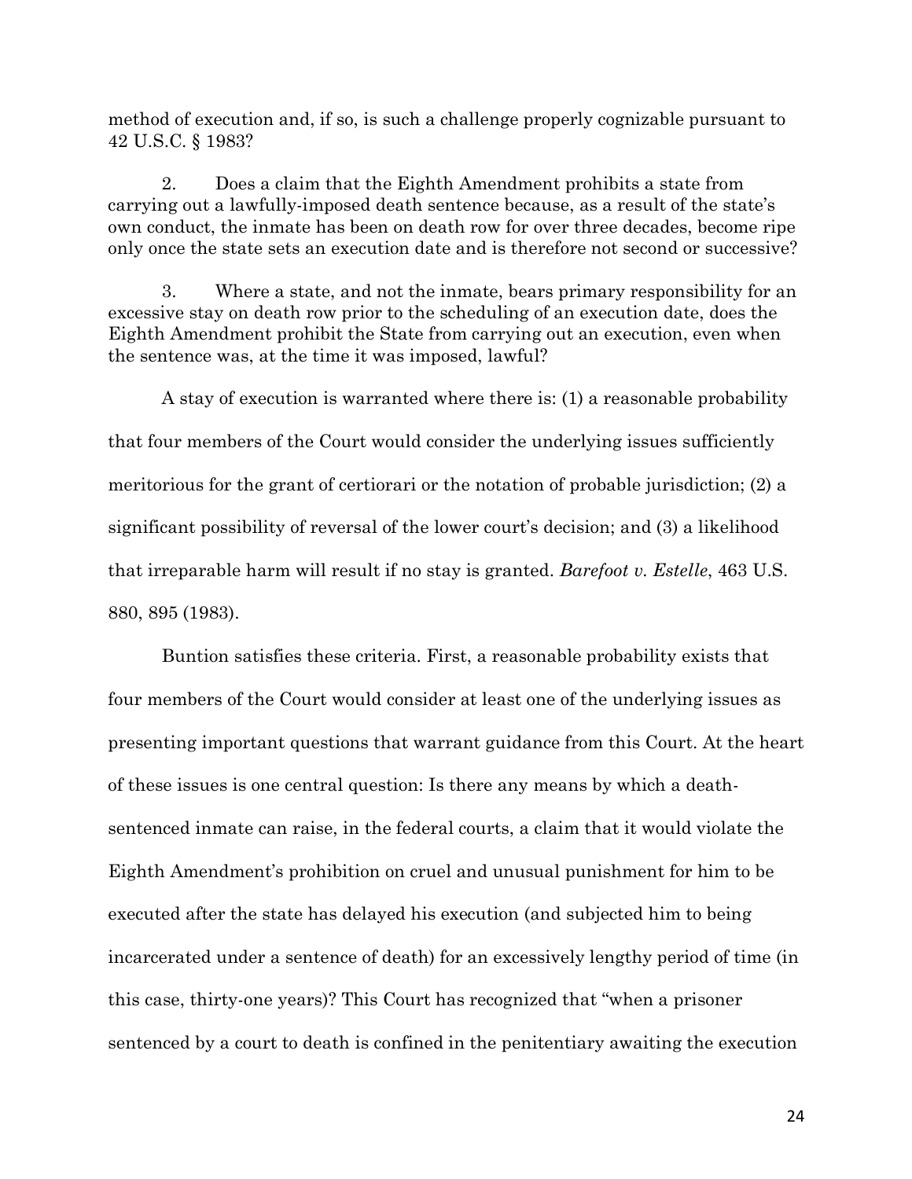method of execution and, if so, is such a challenge properly cognizable pursuant to 42 U.S.C. § 1983?

2. Does a claim that the Eighth Amendment prohibits a state from carrying out a lawfully-imposed death sentence because, as a result of the state's own conduct, the inmate has been on death row for over three decades, become ripe only once the state sets an execution date and is therefore not second or successive?

3. Where a state, and not the inmate, bears primary responsibility for an excessive stay on death row prior to the scheduling of an execution date, does the Eighth Amendment prohibit the State from carrying out an execution, even when the sentence was, at the time it was imposed, lawful?

A stay of execution is warranted where there is: (1) a reasonable probability that four members of the Court would consider the underlying issues sufficiently meritorious for the grant of certiorari or the notation of probable jurisdiction; (2) a significant possibility of reversal of the lower court's decision; and (3) a likelihood that irreparable harm will result if no stay is granted. *Barefoot v. Estelle*, 463 U.S. 880, 895 (1983).

Buntion satisfies these criteria. First, a reasonable probability exists that four members of the Court would consider at least one of the underlying issues as presenting important questions that warrant guidance from this Court. At the heart of these issues is one central question: Is there any means by which a death-sentenced inmate can raise, in the federal courts, a claim that it would violate the Eighth Amendment's prohibition on cruel and unusual punishment for him to be executed after the state has delayed his execution (and subjected him to being incarcerated under a sentence of death) for an excessively lengthy period of time (in this case, thirty-one years)? This Court has recognized that "when a prisoner sentenced by a court to death is confined in the penitentiary awaiting the execution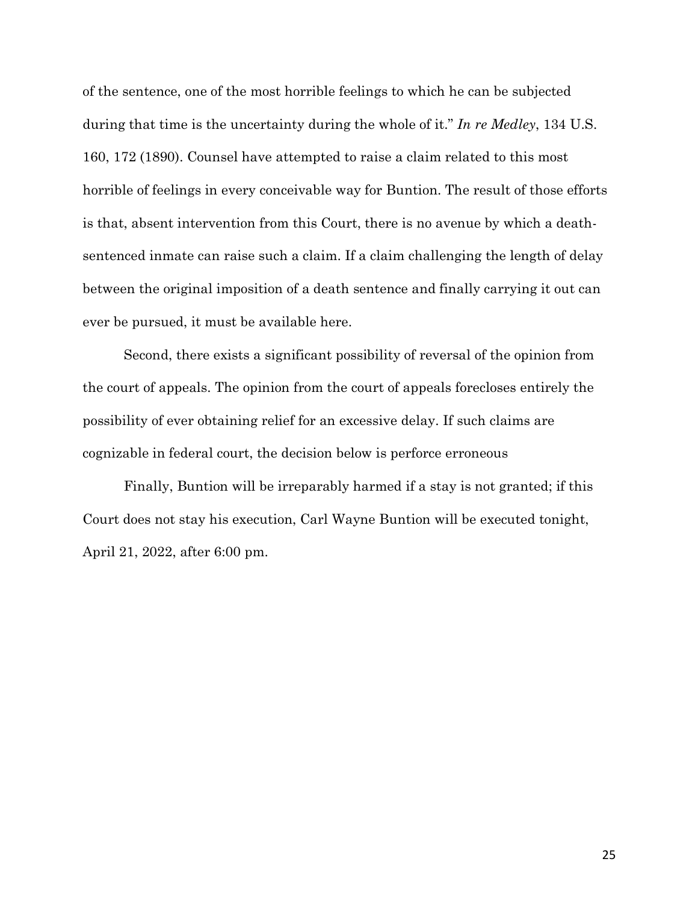of the sentence, one of the most horrible feelings to which he can be subjected during that time is the uncertainty during the whole of it." *In re Medley*, 134 U.S. 160, 172 (1890). Counsel have attempted to raise a claim related to this most horrible of feelings in every conceivable way for Buntion. The result of those efforts is that, absent intervention from this Court, there is no avenue by which a death-sentenced inmate can raise such a claim. If a claim challenging the length of delay between the original imposition of a death sentence and finally carrying it out can ever be pursued, it must be available here.

Second, there exists a significant possibility of reversal of the opinion from the court of appeals. The opinion from the court of appeals forecloses entirely the possibility of ever obtaining relief for an excessive delay. If such claims are cognizable in federal court, the decision below is perforce erroneous

Finally, Buntion will be irreparably harmed if a stay is not granted; if this Court does not stay his execution, Carl Wayne Buntion will be executed tonight, April 21, 2022, after 6:00 pm.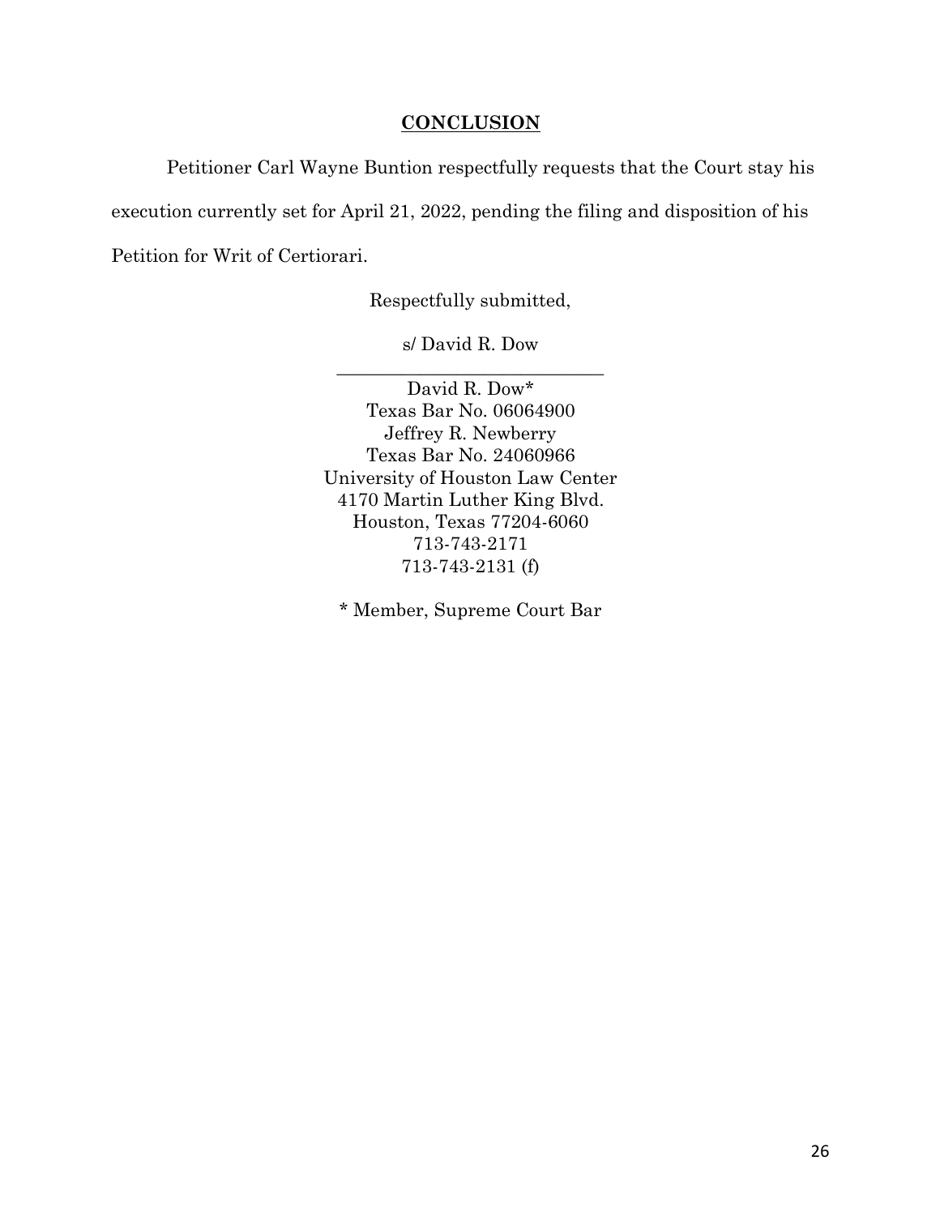## CONCLUSION

Petitioner Carl Wayne Buntion respectfully requests that the Court stay his execution currently set for April 21, 2022, pending the filing and disposition of his Petition for Writ of Certiorari.

Respectfully submitted,

s/ David R. Dow

_______________________________

David R. Dow*
Texas Bar No. 06064900
Jeffrey R. Newberry
Texas Bar No. 24060966
University of Houston Law Center
4170 Martin Luther King Blvd.
Houston, Texas 77204-6060
713-743-2171
713-743-2131 (f)

* Member, Supreme Court Bar